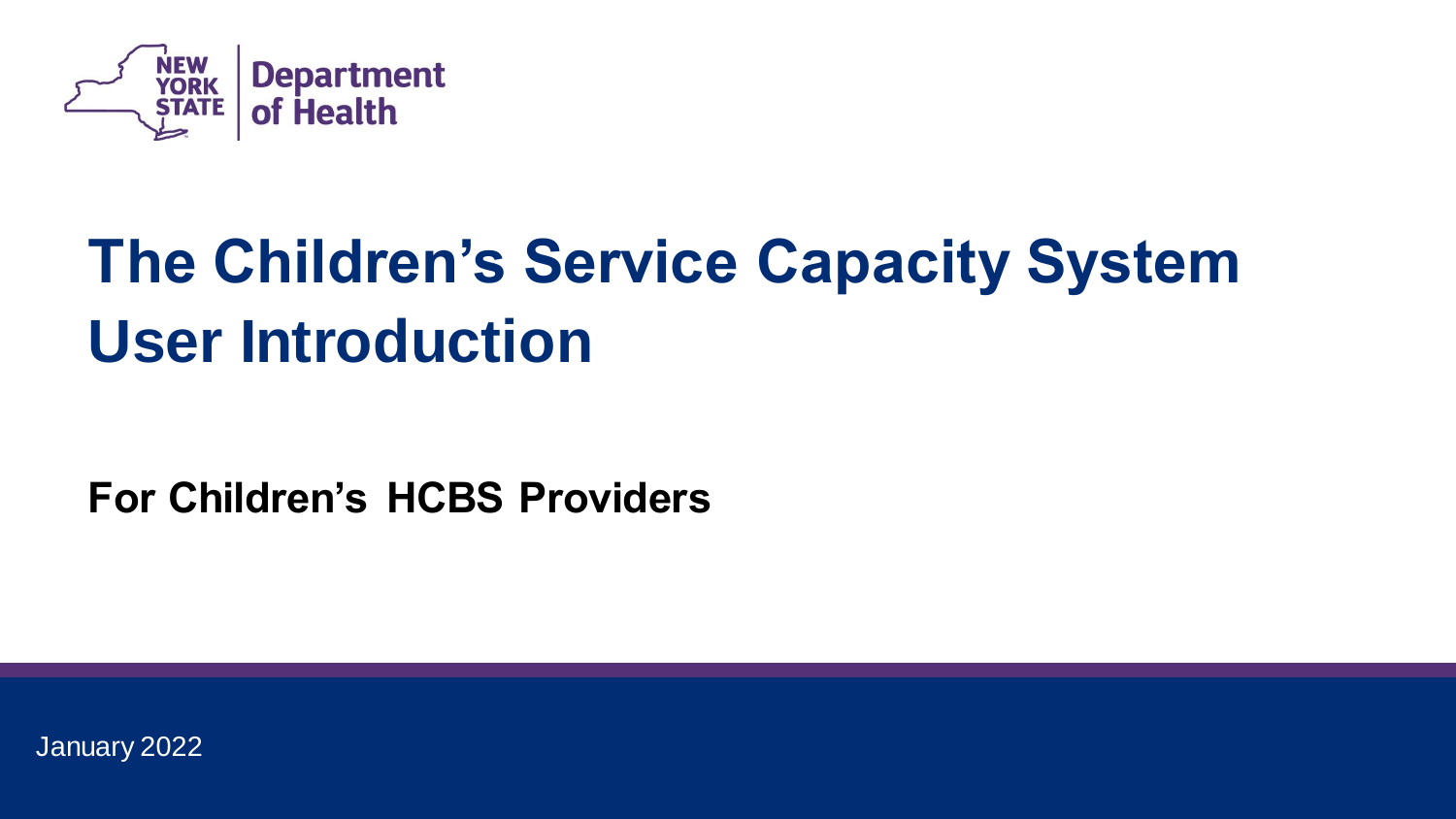NEW YORK STATE | Department of Health

# The Children's Service Capacity System User Introduction

**For Children's HCBS Providers**

January 2022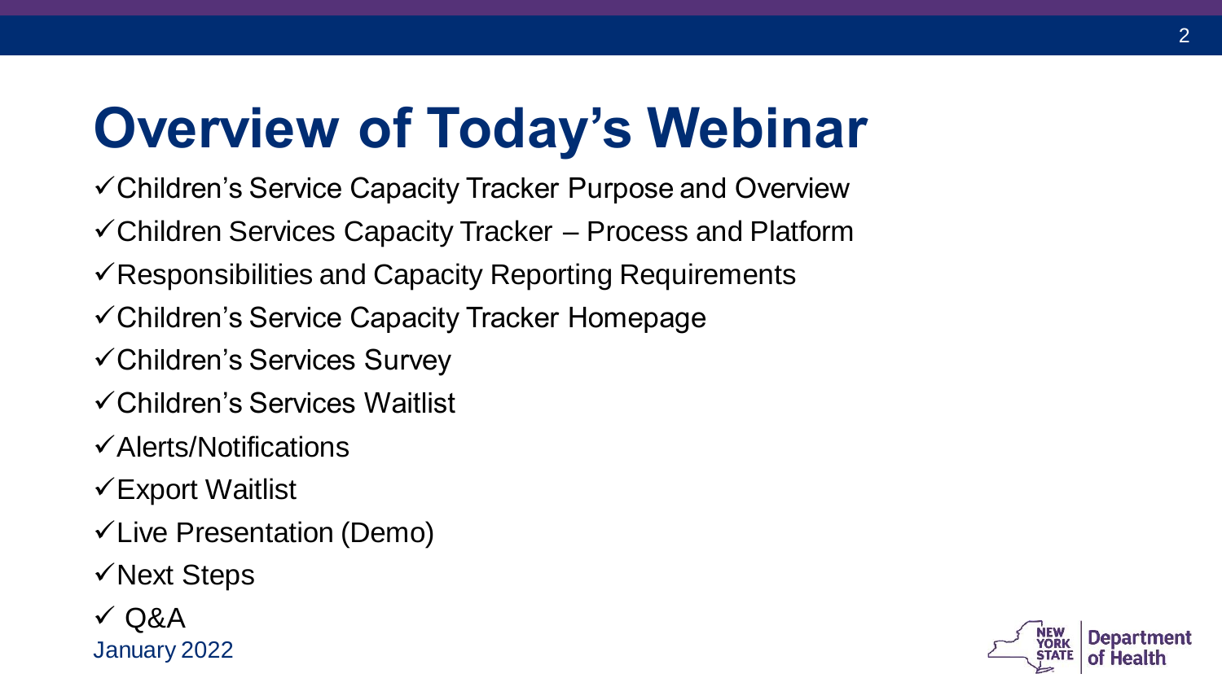# Overview of Today's Webinar

- ✓Children's Service Capacity Tracker Purpose and Overview
- ✓Children Services Capacity Tracker – Process and Platform
- ✓Responsibilities and Capacity Reporting Requirements
- ✓Children's Service Capacity Tracker Homepage
- ✓Children's Services Survey
- ✓Children's Services Waitlist
- ✓Alerts/Notifications
- ✓Export Waitlist
- ✓Live Presentation (Demo)
- ✓Next Steps
- ✓ Q&A

January 2022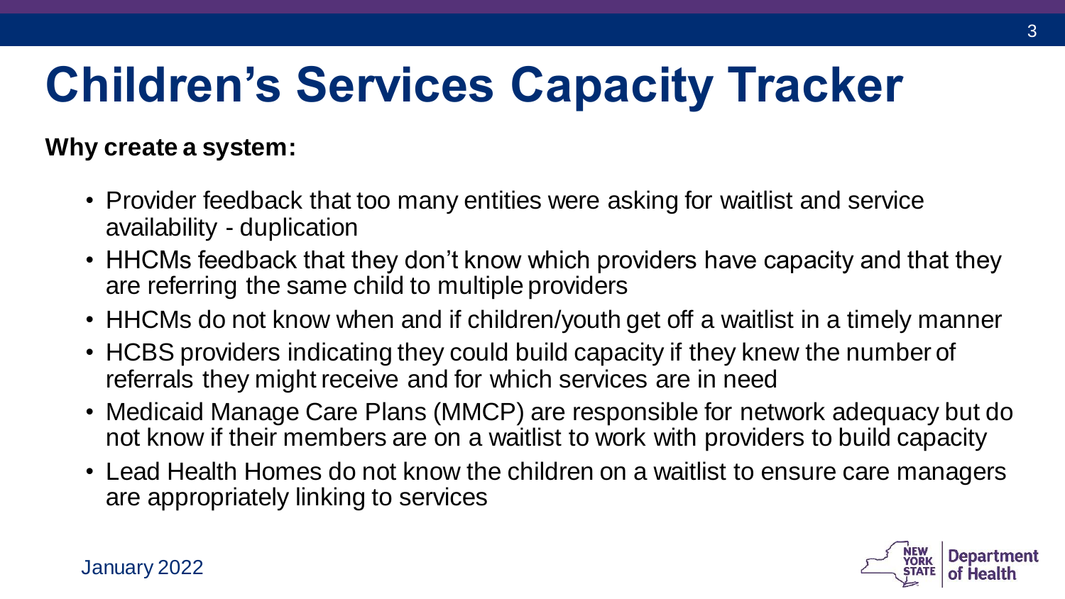# Children's Services Capacity Tracker

**Why create a system:**

- Provider feedback that too many entities were asking for waitlist and service availability - duplication
- HHCMs feedback that they don't know which providers have capacity and that they are referring the same child to multiple providers
- HHCMs do not know when and if children/youth get off a waitlist in a timely manner
- HCBS providers indicating they could build capacity if they knew the number of referrals they might receive and for which services are in need
- Medicaid Manage Care Plans (MMCP) are responsible for network adequacy but do not know if their members are on a waitlist to work with providers to build capacity
- Lead Health Homes do not know the children on a waitlist to ensure care managers are appropriately linking to services

January 2022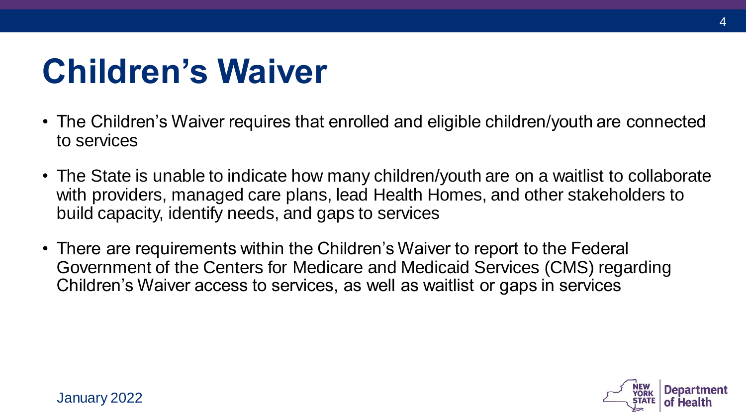# Children's Waiver

- The Children's Waiver requires that enrolled and eligible children/youth are connected to services
- The State is unable to indicate how many children/youth are on a waitlist to collaborate with providers, managed care plans, lead Health Homes, and other stakeholders to build capacity, identify needs, and gaps to services
- There are requirements within the Children's Waiver to report to the Federal Government of the Centers for Medicare and Medicaid Services (CMS) regarding Children's Waiver access to services, as well as waitlist or gaps in services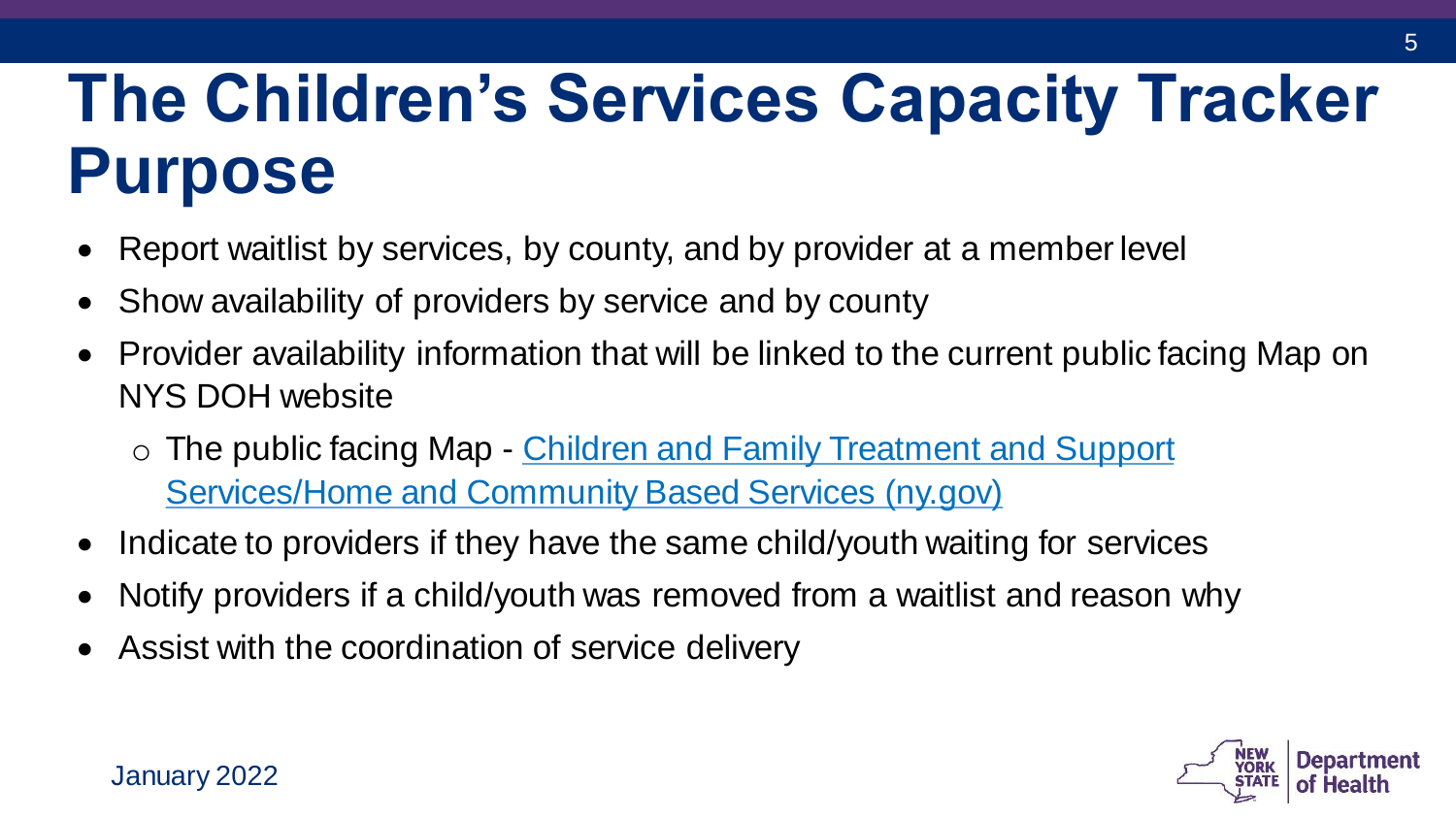# The Children's Services Capacity Tracker Purpose

- Report waitlist by services, by county, and by provider at a member level
- Show availability of providers by service and by county
- Provider availability information that will be linked to the current public facing Map on NYS DOH website
  - The public facing Map - Children and Family Treatment and Support Services/Home and Community Based Services (ny.gov)
- Indicate to providers if they have the same child/youth waiting for services
- Notify providers if a child/youth was removed from a waitlist and reason why
- Assist with the coordination of service delivery

January 2022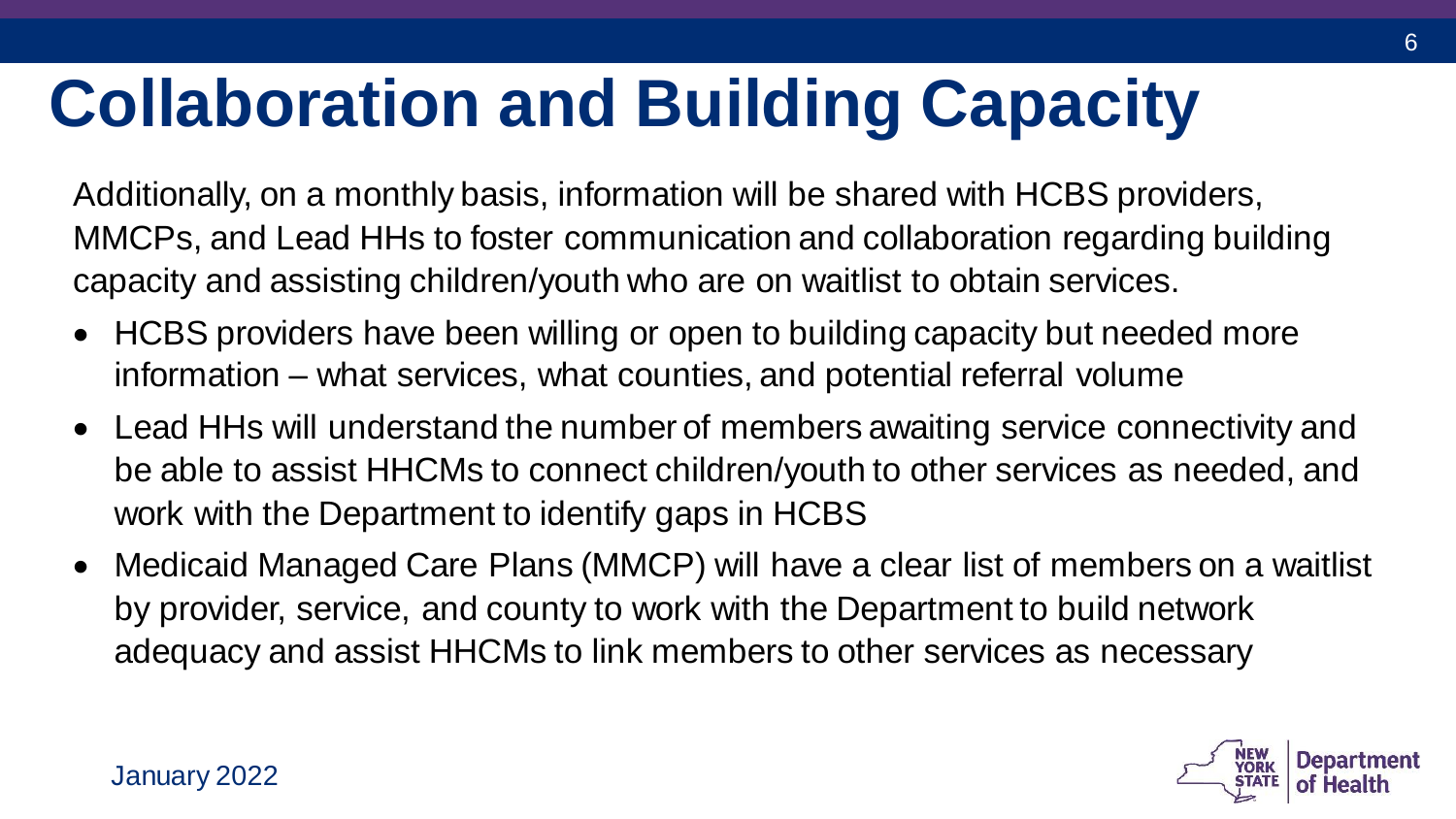# Collaboration and Building Capacity

Additionally, on a monthly basis, information will be shared with HCBS providers, MMCPs, and Lead HHs to foster communication and collaboration regarding building capacity and assisting children/youth who are on waitlist to obtain services.

- HCBS providers have been willing or open to building capacity but needed more information – what services, what counties, and potential referral volume
- Lead HHs will understand the number of members awaiting service connectivity and be able to assist HHCMs to connect children/youth to other services as needed, and work with the Department to identify gaps in HCBS
- Medicaid Managed Care Plans (MMCP) will have a clear list of members on a waitlist by provider, service, and county to work with the Department to build network adequacy and assist HHCMs to link members to other services as necessary

January 2022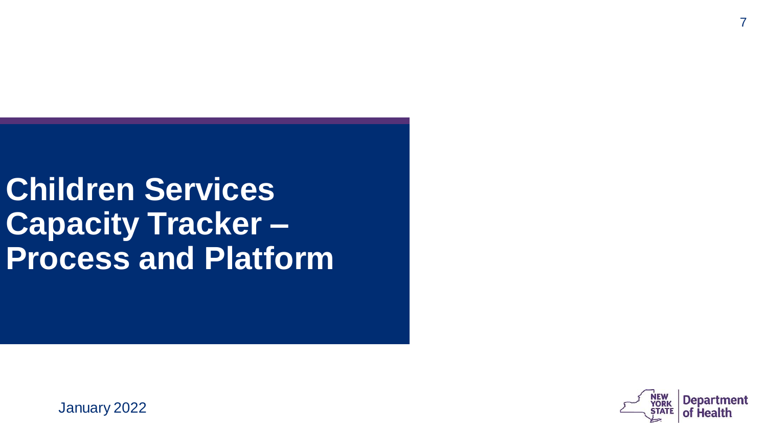# Children Services Capacity Tracker – Process and Platform

January 2022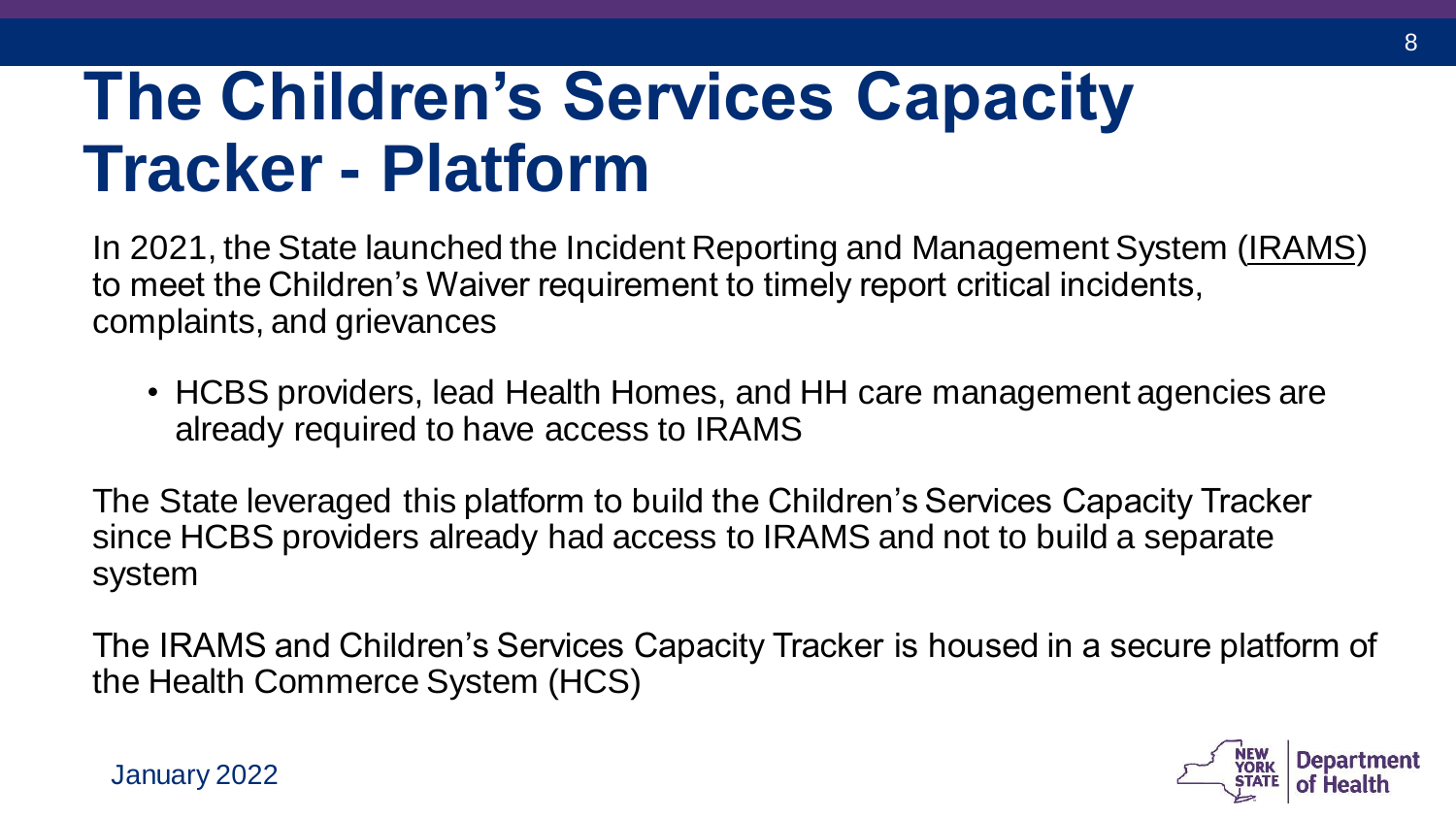# The Children's Services Capacity Tracker - Platform

In 2021, the State launched the Incident Reporting and Management System (IRAMS) to meet the Children's Waiver requirement to timely report critical incidents, complaints, and grievances

- HCBS providers, lead Health Homes, and HH care management agencies are already required to have access to IRAMS

The State leveraged this platform to build the Children's Services Capacity Tracker since HCBS providers already had access to IRAMS and not to build a separate system

The IRAMS and Children's Services Capacity Tracker is housed in a secure platform of the Health Commerce System (HCS)

January 2022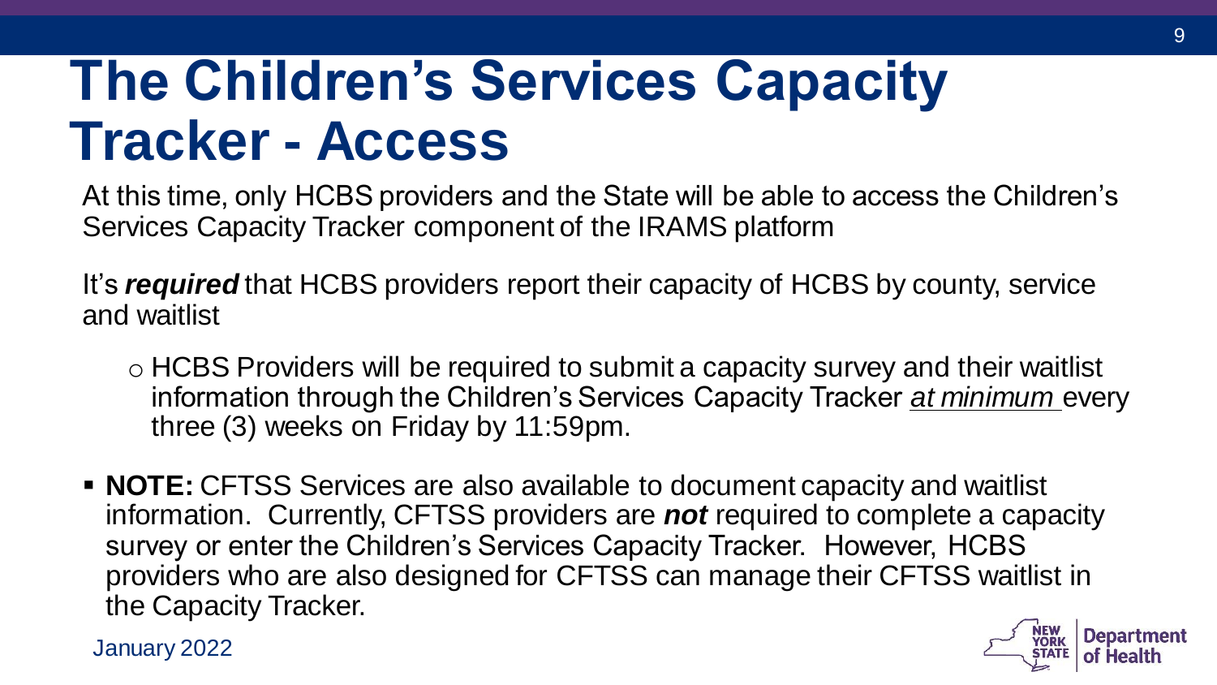# The Children's Services Capacity Tracker - Access

At this time, only HCBS providers and the State will be able to access the Children's Services Capacity Tracker component of the IRAMS platform

It's ***required*** that HCBS providers report their capacity of HCBS by county, service and waitlist

- HCBS Providers will be required to submit a capacity survey and their waitlist information through the Children's Services Capacity Tracker *at minimum* every three (3) weeks on Friday by 11:59pm.

- **NOTE:** CFTSS Services are also available to document capacity and waitlist information. Currently, CFTSS providers are ***not*** required to complete a capacity survey or enter the Children's Services Capacity Tracker. However, HCBS providers who are also designed for CFTSS can manage their CFTSS waitlist in the Capacity Tracker.

January 2022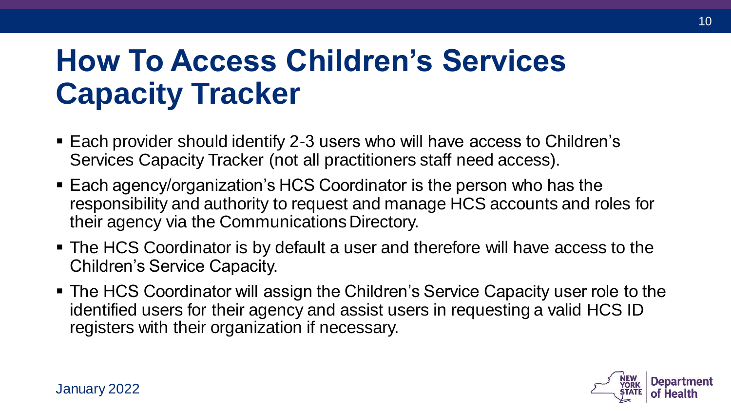# How To Access Children's Services Capacity Tracker

- Each provider should identify 2-3 users who will have access to Children's Services Capacity Tracker (not all practitioners staff need access).
- Each agency/organization's HCS Coordinator is the person who has the responsibility and authority to request and manage HCS accounts and roles for their agency via the Communications Directory.
- The HCS Coordinator is by default a user and therefore will have access to the Children's Service Capacity.
- The HCS Coordinator will assign the Children's Service Capacity user role to the identified users for their agency and assist users in requesting a valid HCS ID registers with their organization if necessary.

January 2022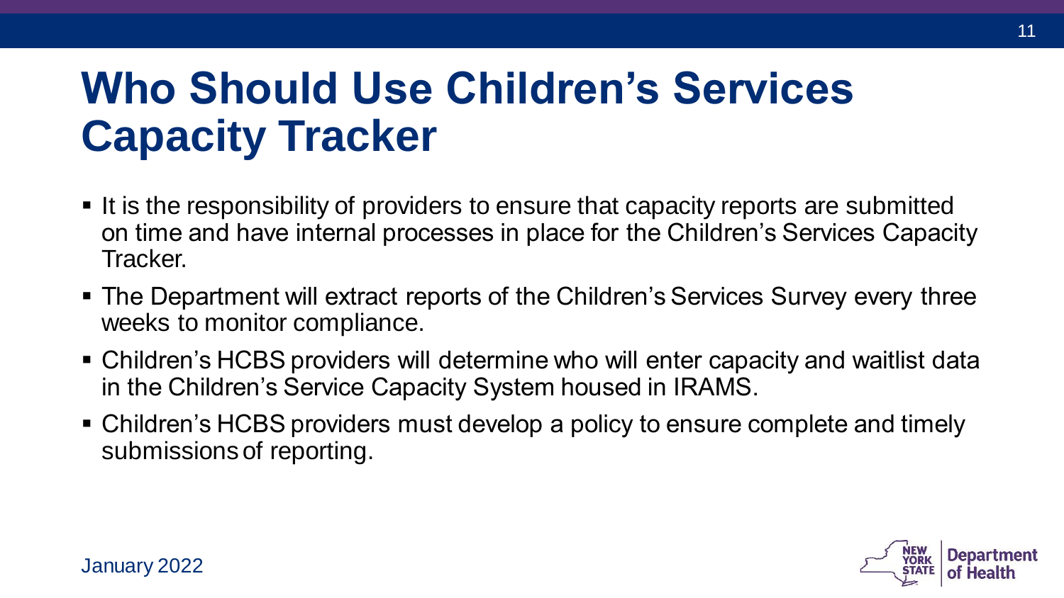# Who Should Use Children's Services Capacity Tracker

- It is the responsibility of providers to ensure that capacity reports are submitted on time and have internal processes in place for the Children's Services Capacity Tracker.
- The Department will extract reports of the Children's Services Survey every three weeks to monitor compliance.
- Children's HCBS providers will determine who will enter capacity and waitlist data in the Children's Service Capacity System housed in IRAMS.
- Children's HCBS providers must develop a policy to ensure complete and timely submissions of reporting.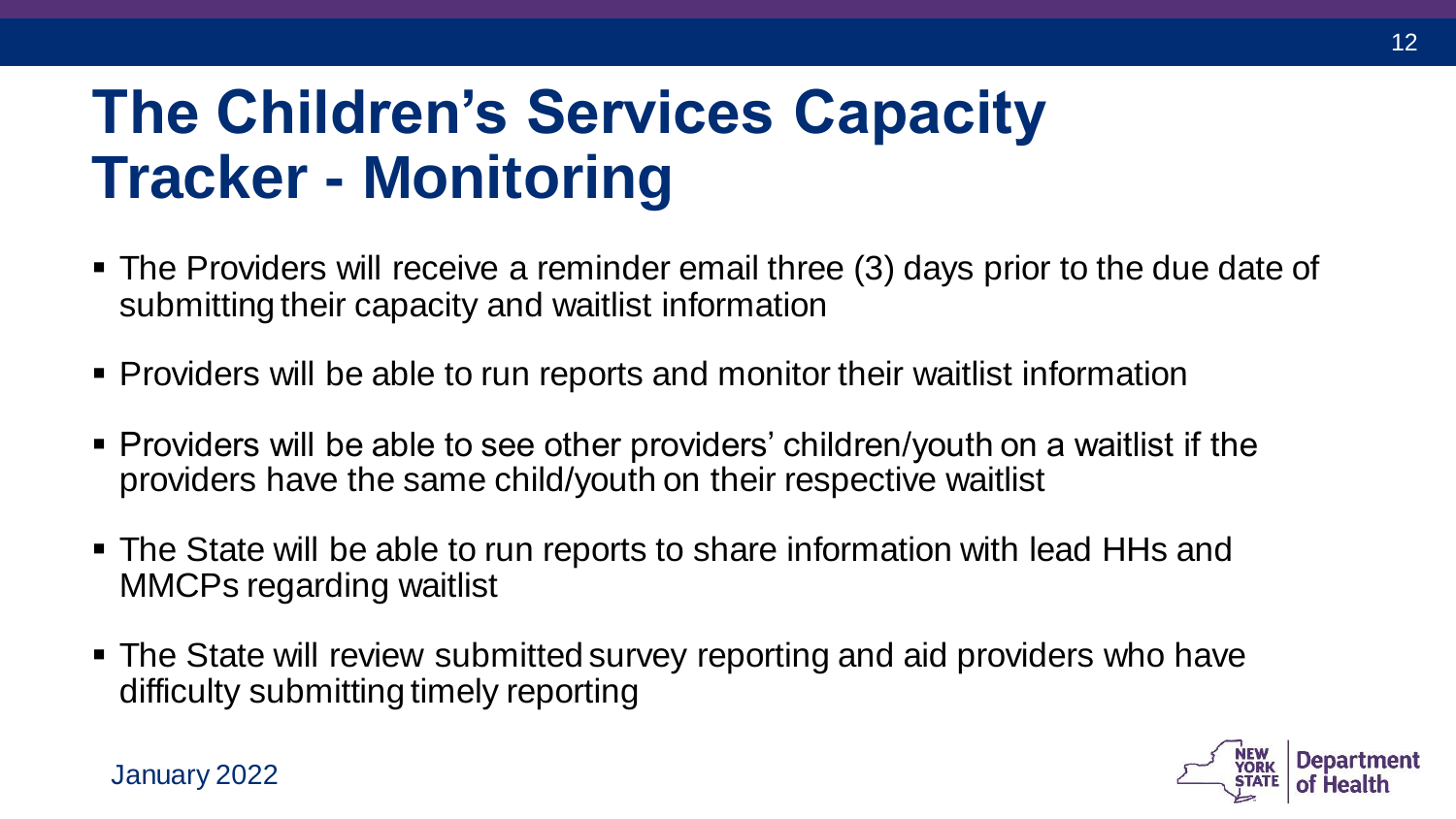# The Children's Services Capacity Tracker - Monitoring

- The Providers will receive a reminder email three (3) days prior to the due date of submitting their capacity and waitlist information
- Providers will be able to run reports and monitor their waitlist information
- Providers will be able to see other providers' children/youth on a waitlist if the providers have the same child/youth on their respective waitlist
- The State will be able to run reports to share information with lead HHs and MMCPs regarding waitlist
- The State will review submitted survey reporting and aid providers who have difficulty submitting timely reporting

January 2022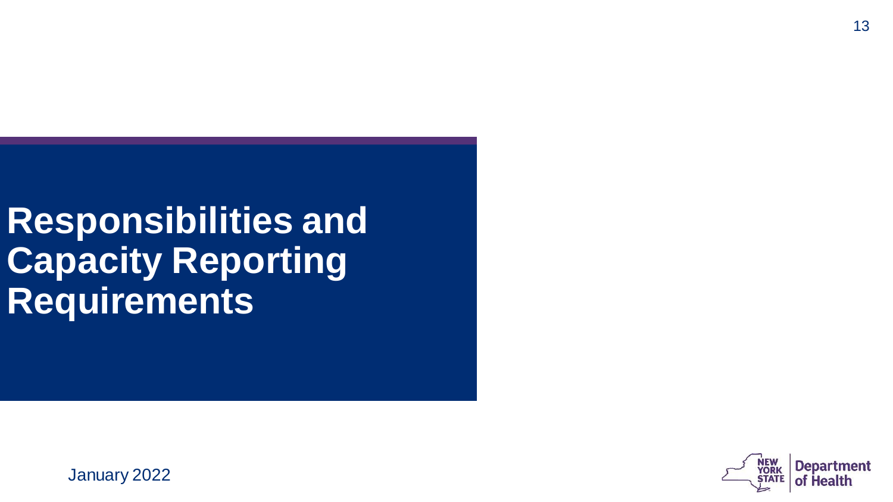# Responsibilities and Capacity Reporting Requirements

January 2022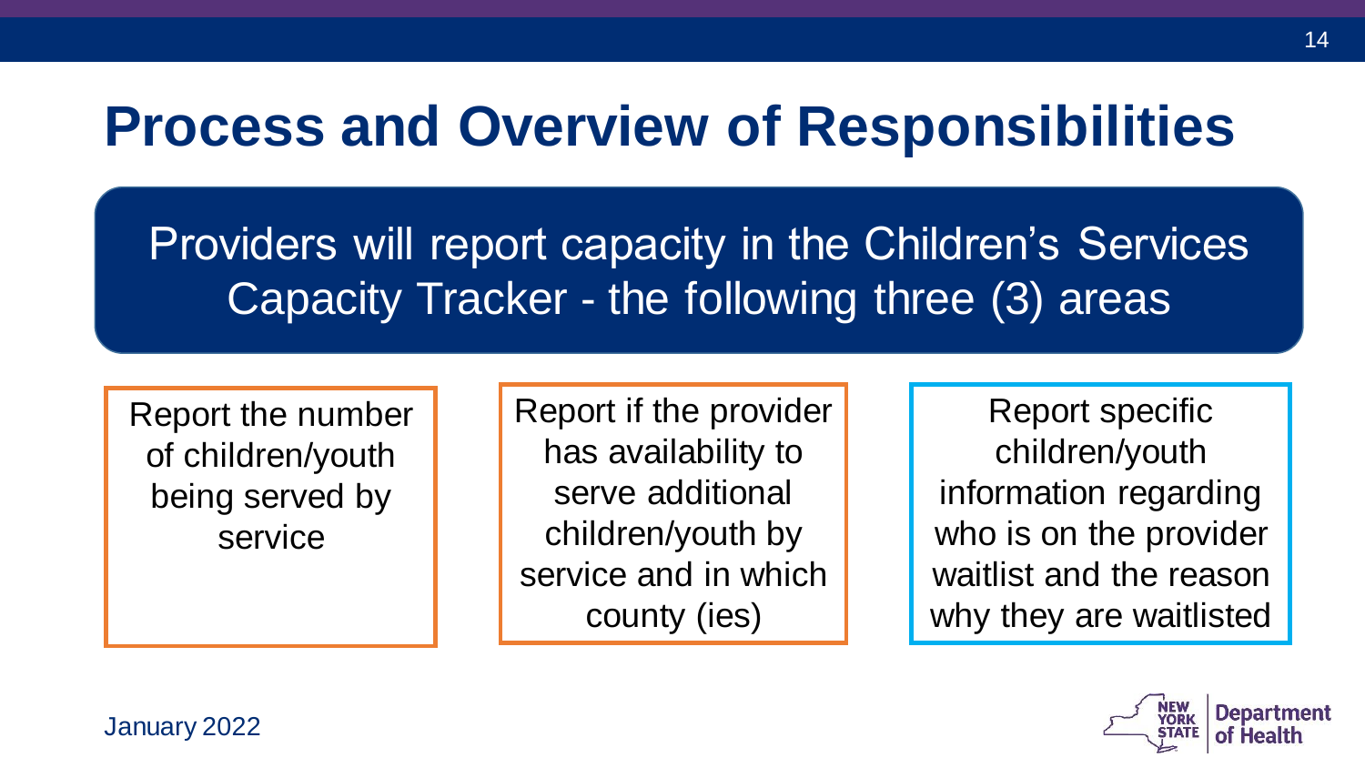# Process and Overview of Responsibilities

Providers will report capacity in the Children's Services Capacity Tracker - the following three (3) areas

- Report the number of children/youth being served by service
- Report if the provider has availability to serve additional children/youth by service and in which county (ies)
- Report specific children/youth information regarding who is on the provider waitlist and the reason why they are waitlisted

January 2022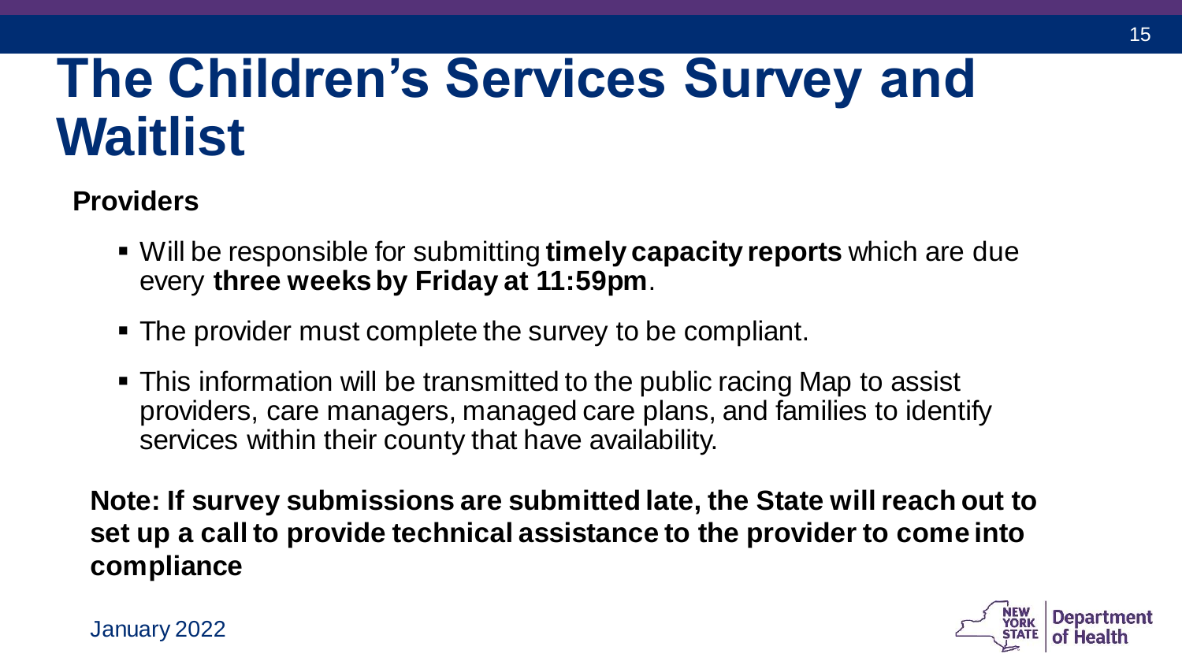# The Children's Services Survey and Waitlist

**Providers**

- Will be responsible for submitting **timely capacity reports** which are due every **three weeks by Friday at 11:59pm**.
- The provider must complete the survey to be compliant.
- This information will be transmitted to the public racing Map to assist providers, care managers, managed care plans, and families to identify services within their county that have availability.

**Note: If survey submissions are submitted late, the State will reach out to set up a call to provide technical assistance to the provider to come into compliance**

January 2022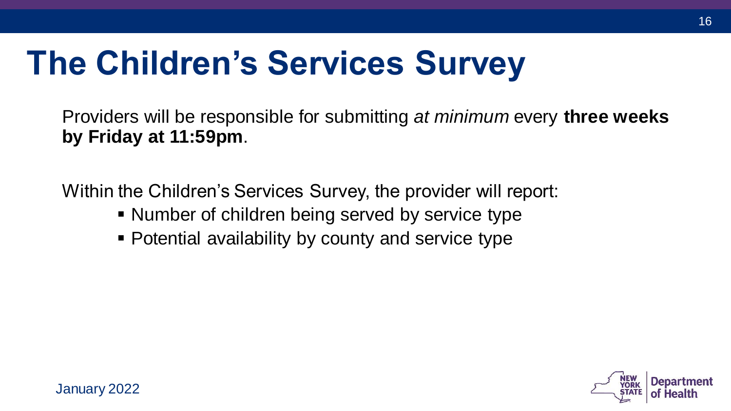# The Children's Services Survey

Providers will be responsible for submitting *at minimum* every **three weeks by Friday at 11:59pm**.

Within the Children's Services Survey, the provider will report:

- Number of children being served by service type
- Potential availability by county and service type

January 2022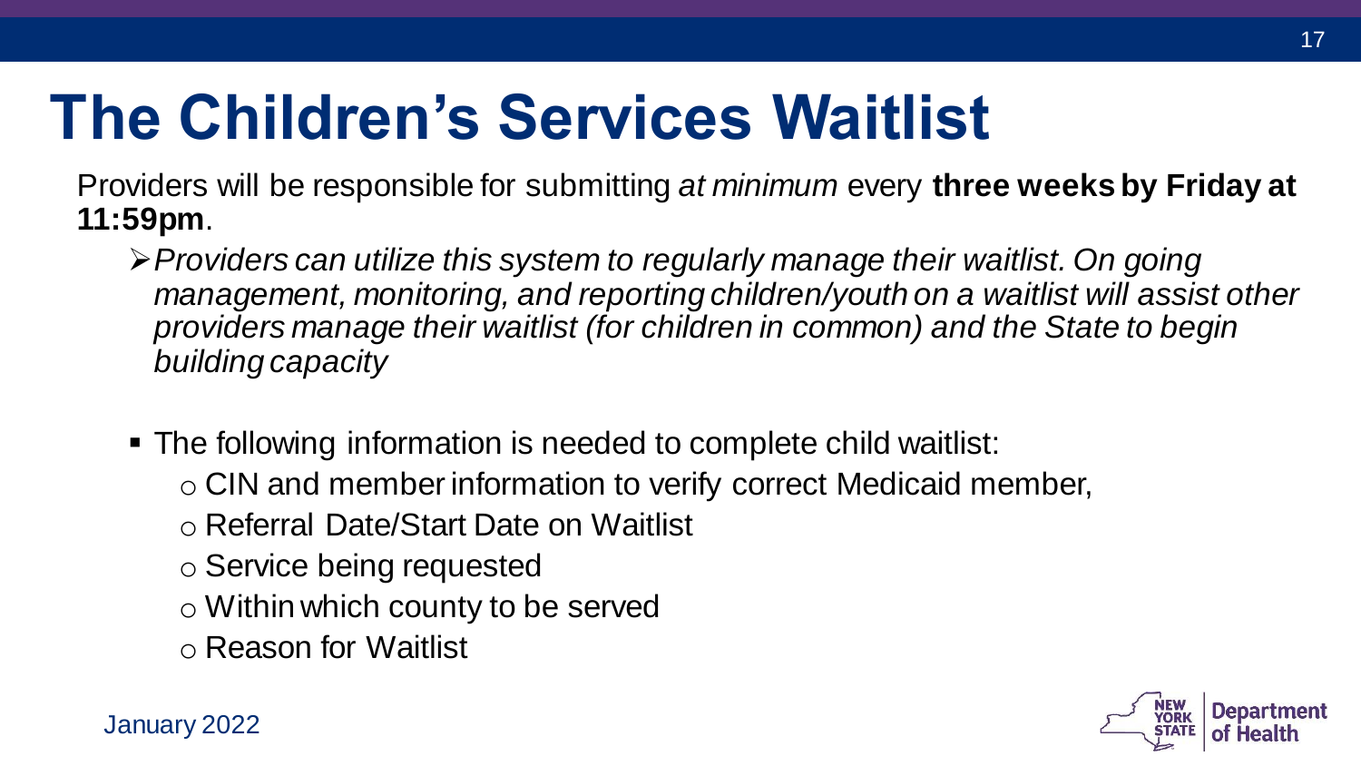# The Children's Services Waitlist

Providers will be responsible for submitting *at minimum* every **three weeks by Friday at 11:59pm**.

- *Providers can utilize this system to regularly manage their waitlist. On going management, monitoring, and reporting children/youth on a waitlist will assist other providers manage their waitlist (for children in common) and the State to begin building capacity*

- The following information is needed to complete child waitlist:
  - CIN and member information to verify correct Medicaid member,
  - Referral Date/Start Date on Waitlist
  - Service being requested
  - Within which county to be served
  - Reason for Waitlist

January 2022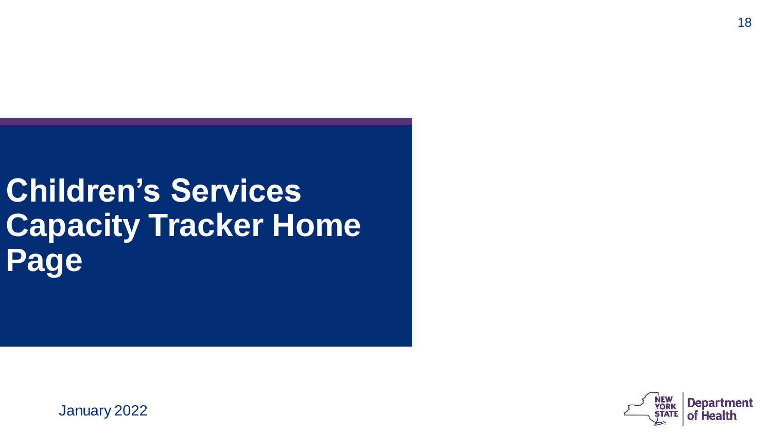# Children's Services Capacity Tracker Home Page

January 2022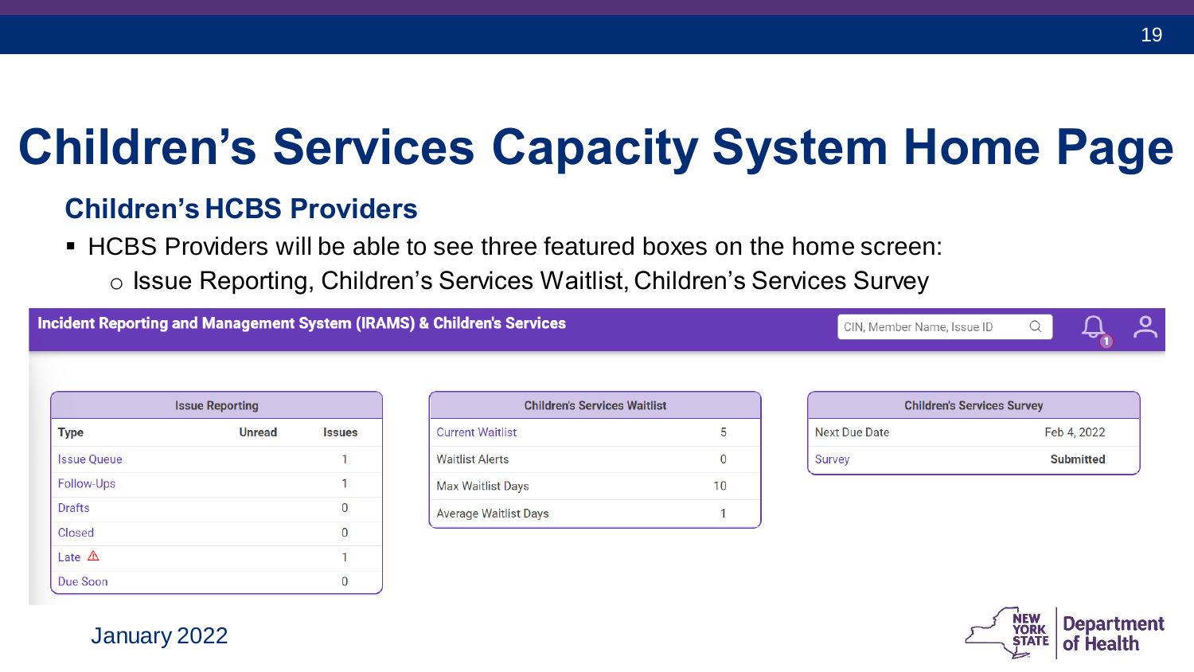# Children's Services Capacity System Home Page

## Children's HCBS Providers

- HCBS Providers will be able to see three featured boxes on the home screen:
  - Issue Reporting, Children's Services Waitlist, Children's Services Survey

**Incident Reporting and Management System (IRAMS) & Children's Services**

CIN, Member Name, Issue ID

| Issue Reporting | | |
|---|---|---|
| Type | Unread | Issues |
| Issue Queue | | 1 |
| Follow-Ups | | 1 |
| Drafts | | 0 |
| Closed | | 0 |
| Late ⚠ | | 1 |
| Due Soon | | 0 |

| Children's Services Waitlist | |
|---|---|
| Current Waitlist | 5 |
| Waitlist Alerts | 0 |
| Max Waitlist Days | 10 |
| Average Waitlist Days | 1 |

| Children's Services Survey | |
|---|---|
| Next Due Date | Feb 4, 2022 |
| Survey | Submitted |

January 2022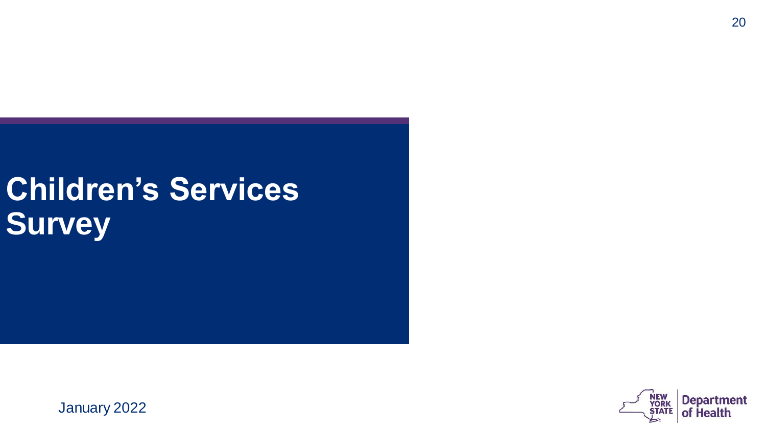# Children's Services Survey

January 2022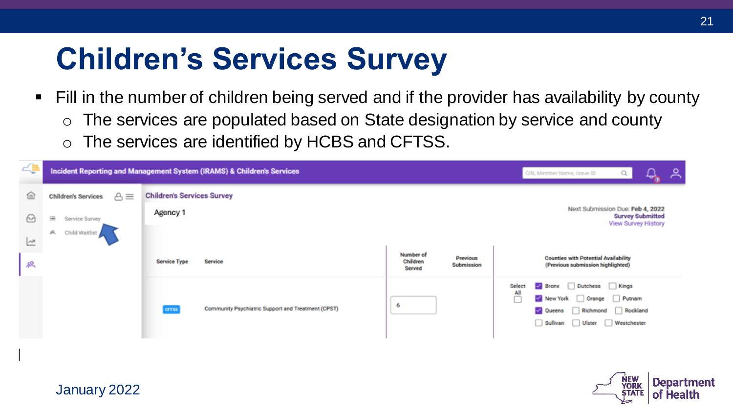# Children's Services Survey

- Fill in the number of children being served and if the provider has availability by county
  - The services are populated based on State designation by service and county
  - The services are identified by HCBS and CFTSS.

Incident Reporting and Management System (IRAMS) & Children's Services

Children's Services

- Service Survey
- Child Waitlist

Children's Services Survey

Agency 1

Next Submission Due: Feb 4, 2022
Survey Submitted
View Survey History

| Service Type | Service | Number of Children Served | Previous Submission | Counties with Potential Availability (Previous submission highlighted) |
|---|---|---|---|---|
| CFTSS | Community Psychiatric Support and Treatment (CPST) | 6 | | Select All; ☑ Bronx ☐ Dutchess ☐ Kings ☑ New York ☐ Orange ☐ Putnam ☑ Queens ☐ Richmond ☐ Rockland ☐ Sullivan ☐ Ulster ☐ Westchester |

January 2022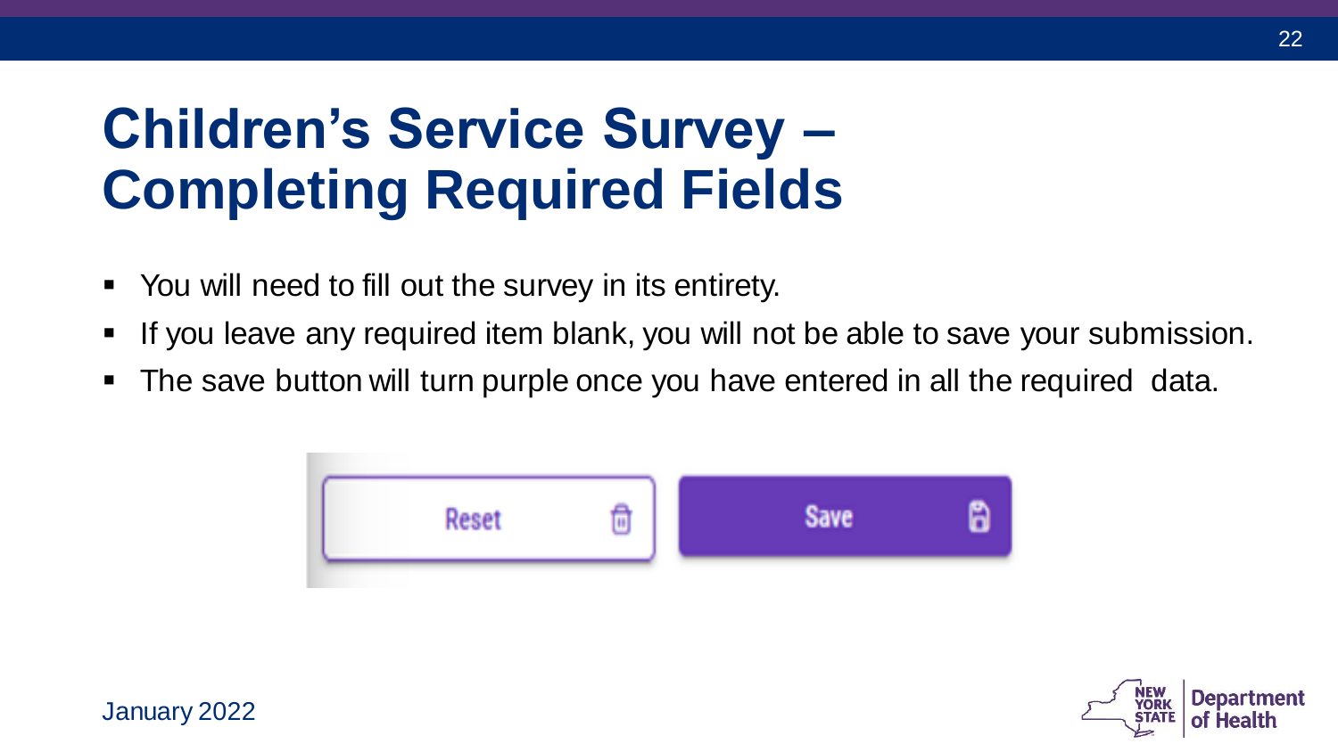# Children's Service Survey – Completing Required Fields

- You will need to fill out the survey in its entirety.
- If you leave any required item blank, you will not be able to save your submission.
- The save button will turn purple once you have entered in all the required data.

Reset Save

January 2022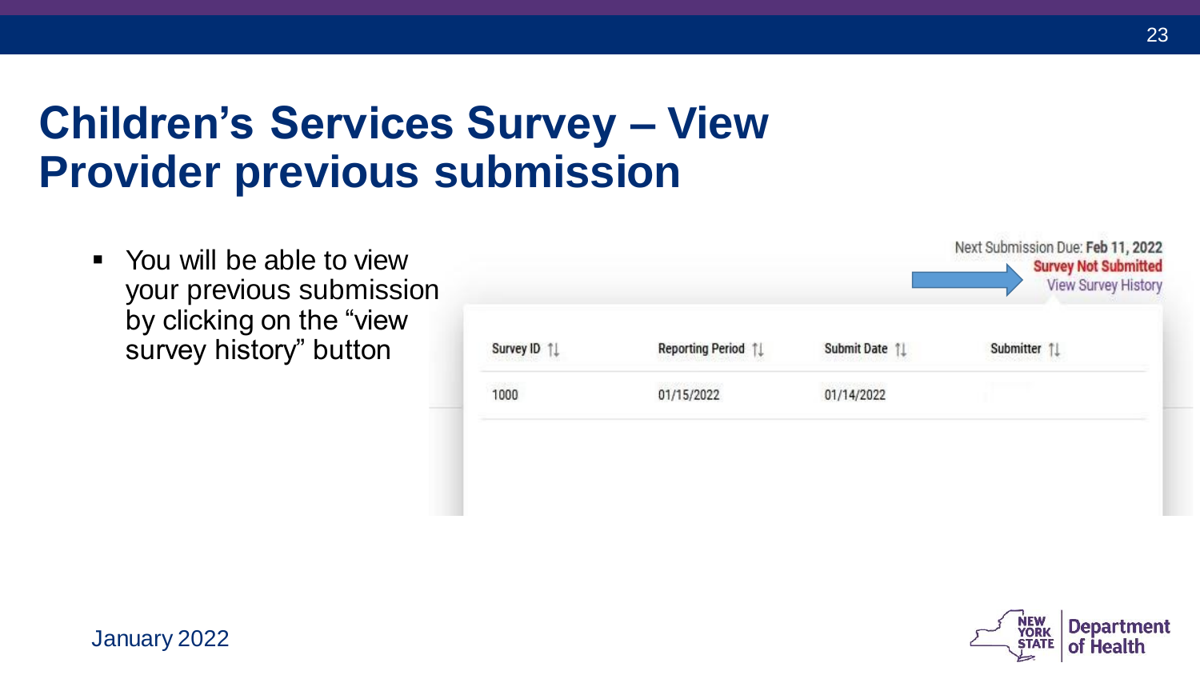# Children's Services Survey – View Provider previous submission

- You will be able to view your previous submission by clicking on the "view survey history" button

Next Submission Due: **Feb 11, 2022**
**Survey Not Submitted**
View Survey History

| Survey ID | Reporting Period | Submit Date | Submitter |
|---|---|---|---|
| 1000 | 01/15/2022 | 01/14/2022 | |

January 2022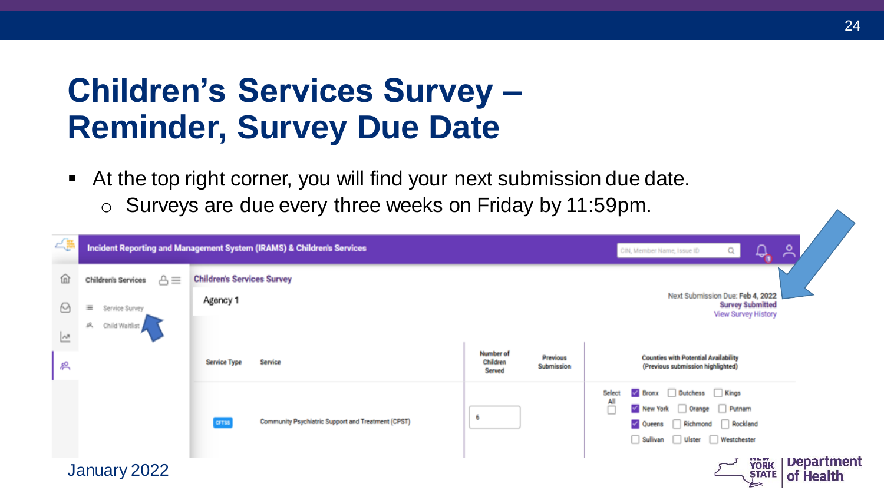# Children's Services Survey – Reminder, Survey Due Date

- At the top right corner, you will find your next submission due date.
  - Surveys are due every three weeks on Friday by 11:59pm.

Incident Reporting and Management System (IRAMS) & Children's Services

Children's Services

- Service Survey
- Child Waitlist

Children's Services Survey

Agency 1

Next Submission Due: Feb 4, 2022
**Survey Submitted**
View Survey History

| Service Type | Service | Number of Children Served | Previous Submission | Counties with Potential Availability (Previous submission highlighted) |
|---|---|---|---|---|
| CFTSS | Community Psychiatric Support and Treatment (CPST) | 6 | | Select All ☐ ☑ Bronx ☐ Dutchess ☐ Kings ☑ New York ☐ Orange ☐ Putnam ☑ Queens ☐ Richmond ☐ Rockland ☐ Sullivan ☐ Ulster ☐ Westchester |

January 2022

New York State Department of Health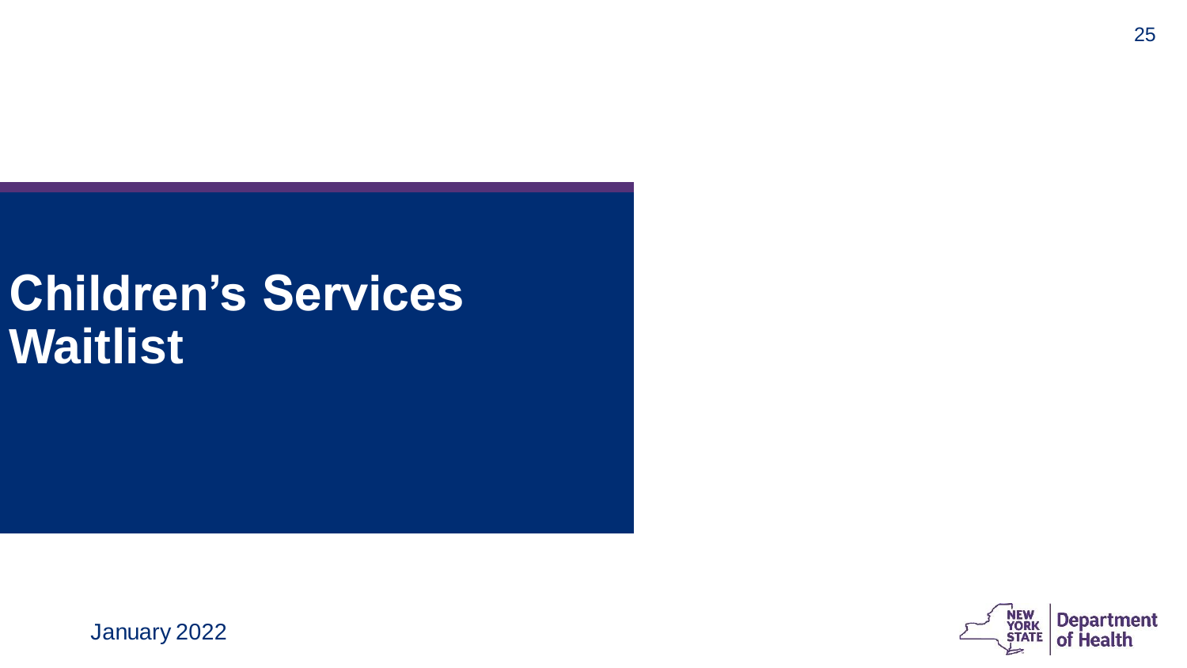# Children's Services Waitlist

January 2022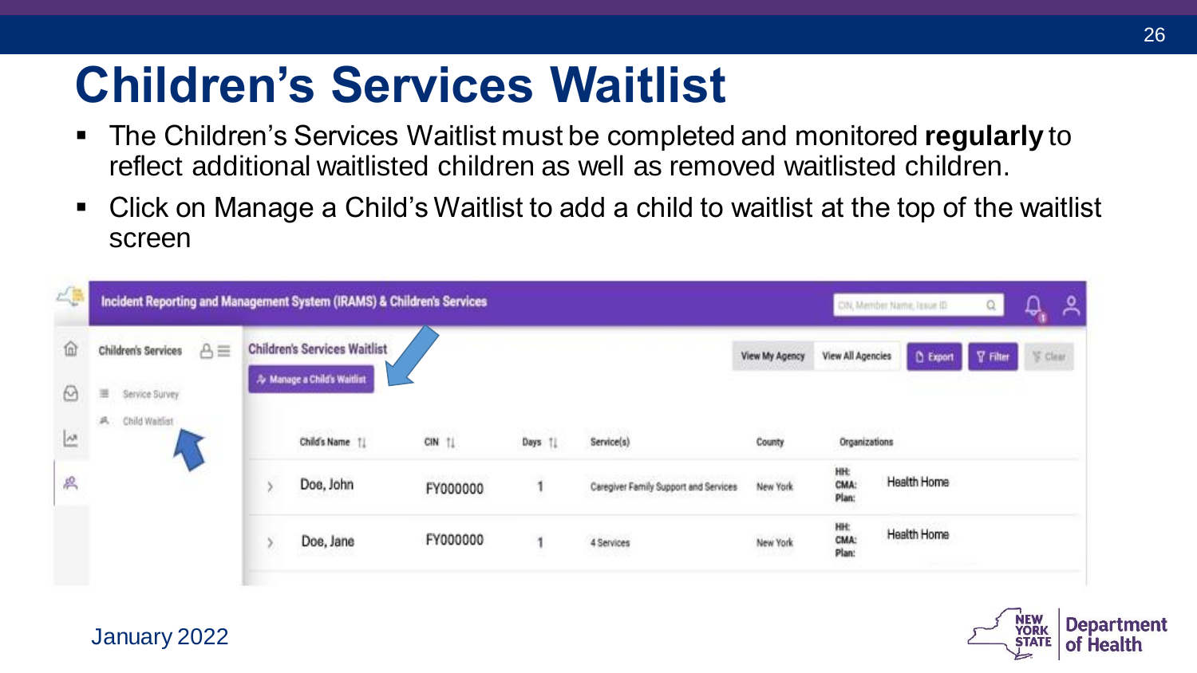# Children's Services Waitlist

- The Children's Services Waitlist must be completed and monitored **regularly** to reflect additional waitlisted children as well as removed waitlisted children.
- Click on Manage a Child's Waitlist to add a child to waitlist at the top of the waitlist screen

Incident Reporting and Management System (IRAMS) & Children's Services

Children's Services

- Service Survey
- Child Waitlist

Children's Services Waitlist

Manage a Child's Waitlist

View My Agency | View All Agencies | Export | Filter | Clear

| | Child's Name | CIN | Days | Service(s) | County | Organizations | |
|---|---|---|---|---|---|---|---|
| › | Doe, John | FY000000 | 1 | Caregiver Family Support and Services | New York | HH: CMA: Plan: | Health Home |
| › | Doe, Jane | FY000000 | 1 | 4 Services | New York | HH: CMA: Plan: | Health Home |

January 2022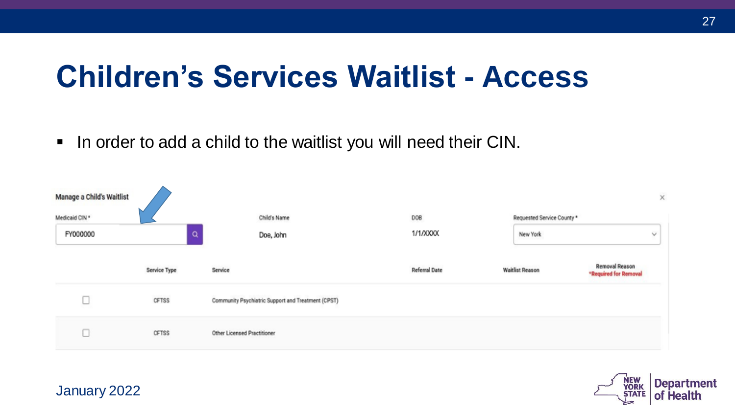# Children's Services Waitlist - Access

- In order to add a child to the waitlist you will need their CIN.

**Manage a Child's Waitlist**

| Medicaid CIN * | Child's Name | DOB | Requested Service County * |
| --- | --- | --- | --- |
| FY000000 | Doe, John | 1/1/XXXX | New York |

| | Service Type | Service | Referral Date | Waitlist Reason | Removal Reason *Required for Removal |
| --- | --- | --- | --- | --- | --- |
| ☐ | CFTSS | Community Psychiatric Support and Treatment (CPST) | | | |
| ☐ | CFTSS | Other Licensed Practitioner | | | |

January 2022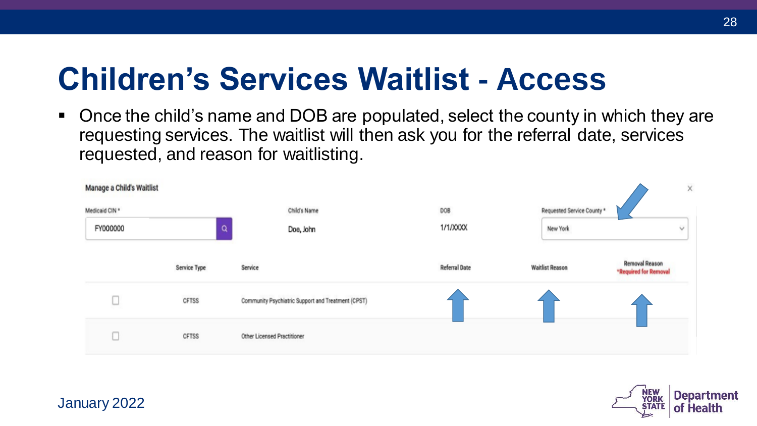# Children's Services Waitlist - Access

- Once the child's name and DOB are populated, select the county in which they are requesting services. The waitlist will then ask you for the referral date, services requested, and reason for waitlisting.

Manage a Child's Waitlist

| Medicaid CIN * | Child's Name | DOB | Requested Service County * |
|---|---|---|---|
| FY000000 | Doe, John | 1/1/XXXX | New York |

| | Service Type | Service | Referral Date | Waitlist Reason | Removal Reason *Required for Removal |
|---|---|---|---|---|---|
| ☐ | CFTSS | Community Psychiatric Support and Treatment (CPST) | | | |
| ☐ | CFTSS | Other Licensed Practitioner | | | |

January 2022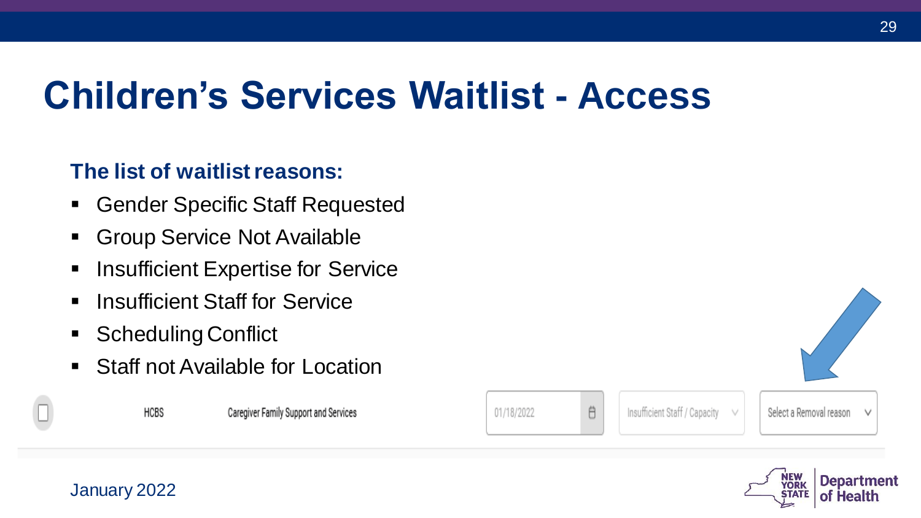# Children's Services Waitlist - Access

**The list of waitlist reasons:**

- Gender Specific Staff Requested
- Group Service Not Available
- Insufficient Expertise for Service
- Insufficient Staff for Service
- Scheduling Conflict
- Staff not Available for Location

| | | | | | |
|---|---|---|---|---|---|
| ☐ | HCBS | Caregiver Family Support and Services | 01/18/2022 | Insufficient Staff / Capacity | Select a Removal reason |

January 2022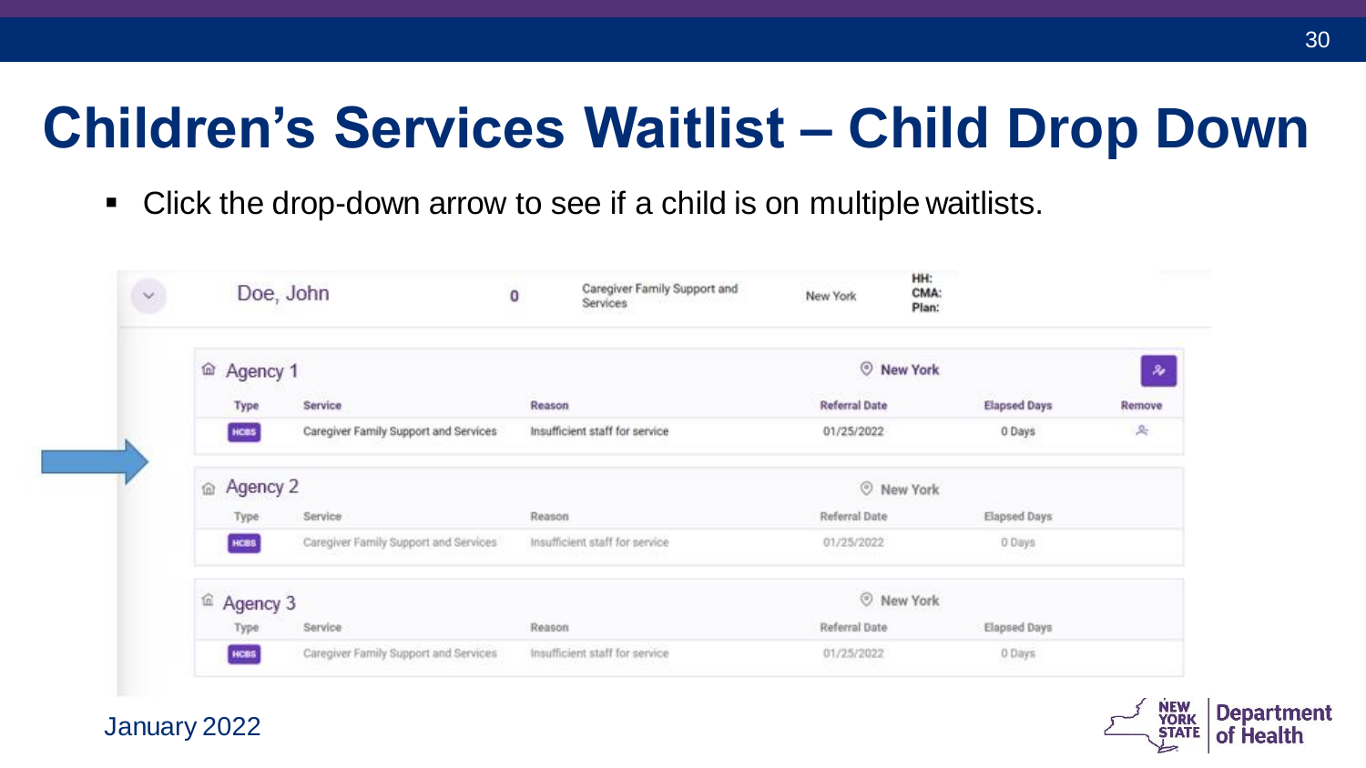# Children's Services Waitlist – Child Drop Down

- Click the drop-down arrow to see if a child is on multiple waitlists.

| Name | | Service | County | |
|---|---|---|---|---|
| Doe, John | 0 | Caregiver Family Support and Services | New York | HH: CMA: Plan: |

**Agency 1** — New York

| Type | Service | Reason | Referral Date | Elapsed Days | Remove |
|---|---|---|---|---|---|
| HCBS | Caregiver Family Support and Services | Insufficient staff for service | 01/25/2022 | 0 Days | |

**Agency 2** — New York

| Type | Service | Reason | Referral Date | Elapsed Days |
|---|---|---|---|---|
| HCBS | Caregiver Family Support and Services | Insufficient staff for service | 01/25/2022 | 0 Days |

**Agency 3** — New York

| Type | Service | Reason | Referral Date | Elapsed Days |
|---|---|---|---|---|
| HCBS | Caregiver Family Support and Services | Insufficient staff for service | 01/25/2022 | 0 Days |

January 2022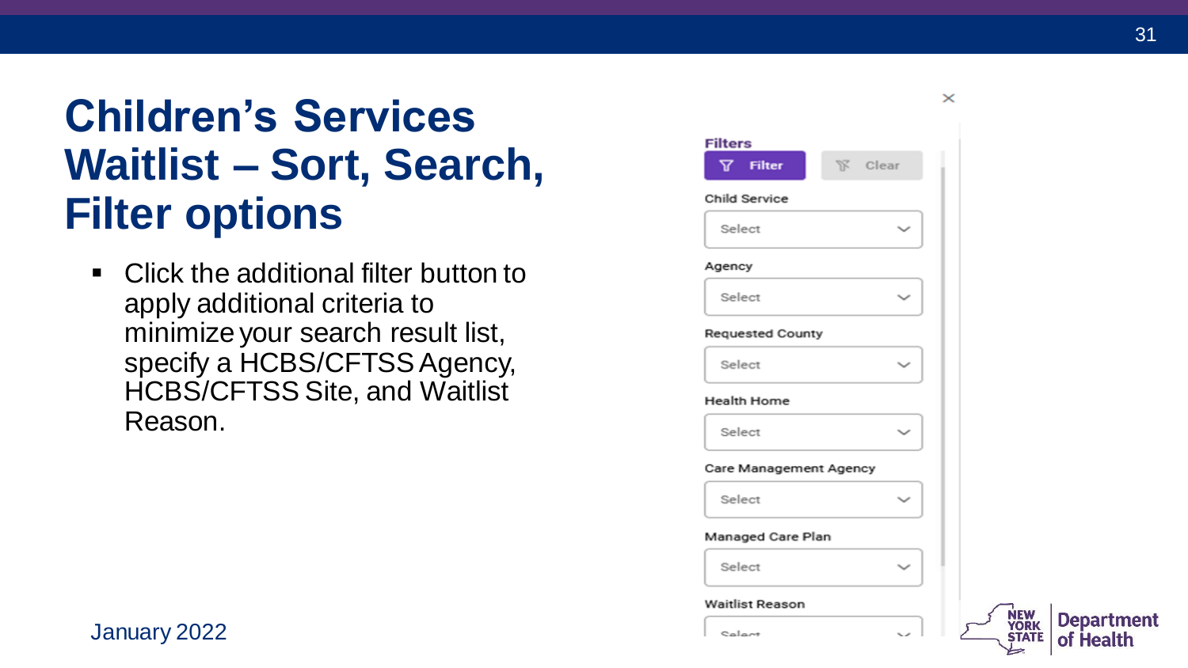# Children's Services Waitlist – Sort, Search, Filter options

- Click the additional filter button to apply additional criteria to minimize your search result list, specify a HCBS/CFTSS Agency, HCBS/CFTSS Site, and Waitlist Reason.

Filters

Filter | Clear

Child Service

Select

Agency

Select

Requested County

Select

Health Home

Select

Care Management Agency

Select

Managed Care Plan

Select

Waitlist Reason

Select

January 2022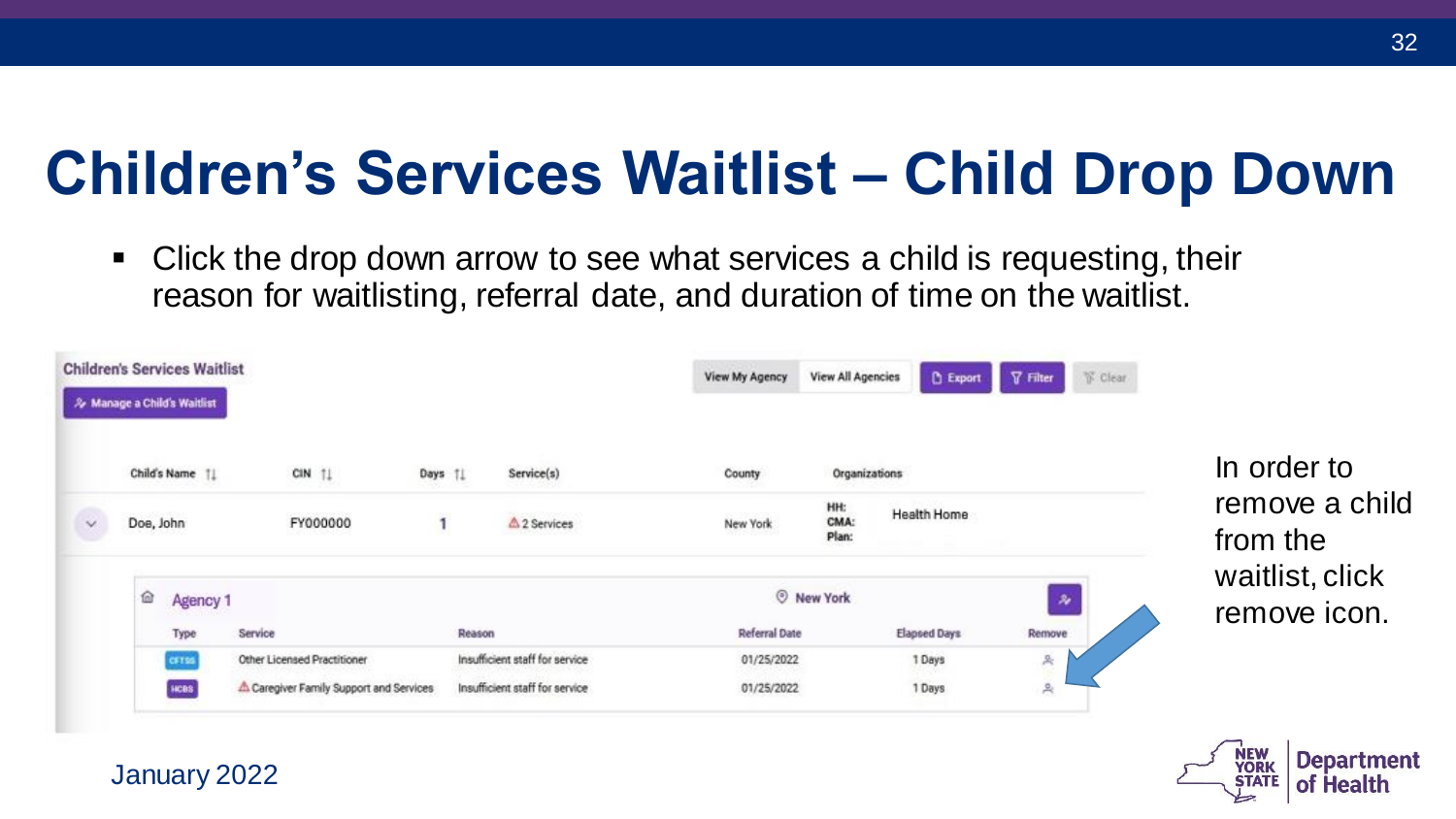# Children's Services Waitlist – Child Drop Down

- Click the drop down arrow to see what services a child is requesting, their reason for waitlisting, referral date, and duration of time on the waitlist.

**Children's Services Waitlist**

Manage a Child's Waitlist

View My Agency | View All Agencies | Export | Filter | Clear

| Child's Name | CIN | Days | Service(s) | County | Organizations |
|---|---|---|---|---|---|
| Doe, John | FY000000 | 1 | 2 Services | New York | HH: Health Home<br>CMA:<br>Plan: |

Agency 1 — New York

| Type | Service | Reason | Referral Date | Elapsed Days | Remove |
|---|---|---|---|---|---|
| CFTSS | Other Licensed Practitioner | Insufficient staff for service | 01/25/2022 | 1 Days | |
| HCBS | Caregiver Family Support and Services | Insufficient staff for service | 01/25/2022 | 1 Days | |

In order to remove a child from the waitlist, click remove icon.

January 2022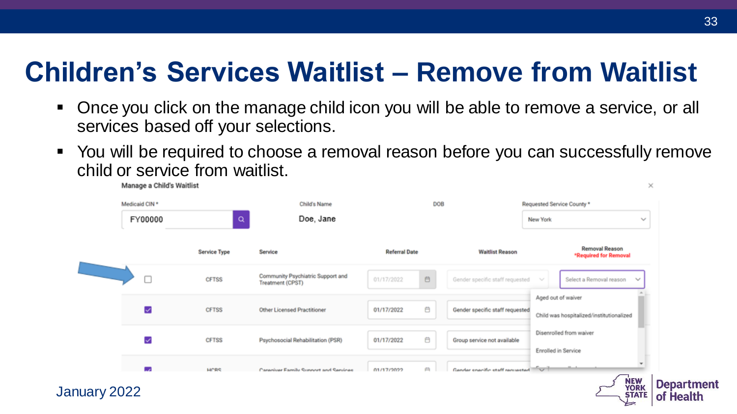# Children's Services Waitlist – Remove from Waitlist

- Once you click on the manage child icon you will be able to remove a service, or all services based off your selections.
- You will be required to choose a removal reason before you can successfully remove child or service from waitlist.

**Manage a Child's Waitlist**

| Medicaid CIN * | Child's Name | DOB | Requested Service County * |
| --- | --- | --- | --- |
| FY00000 | Doe, Jane | | New York |

| | Service Type | Service | Referral Date | Waitlist Reason | Removal Reason *Required for Removal |
| --- | --- | --- | --- | --- | --- |
| ☐ | CFTSS | Community Psychiatric Support and Treatment (CPST) | 01/17/2022 | Gender specific staff requested | Select a Removal reason |
| ☑ | CFTSS | Other Licensed Practitioner | 01/17/2022 | Gender specific staff requested | |
| ☑ | CFTSS | Psychosocial Rehabilitation (PSR) | 01/17/2022 | Group service not available | |
| ☑ | HCBS | Caregiver Family Support and Services | 01/17/2022 | Gender specific staff requested | |

Removal reason options:
- Aged out of waiver
- Child was hospitalized/institutionalized
- Disenrolled from waiver
- Enrolled in Service

January 2022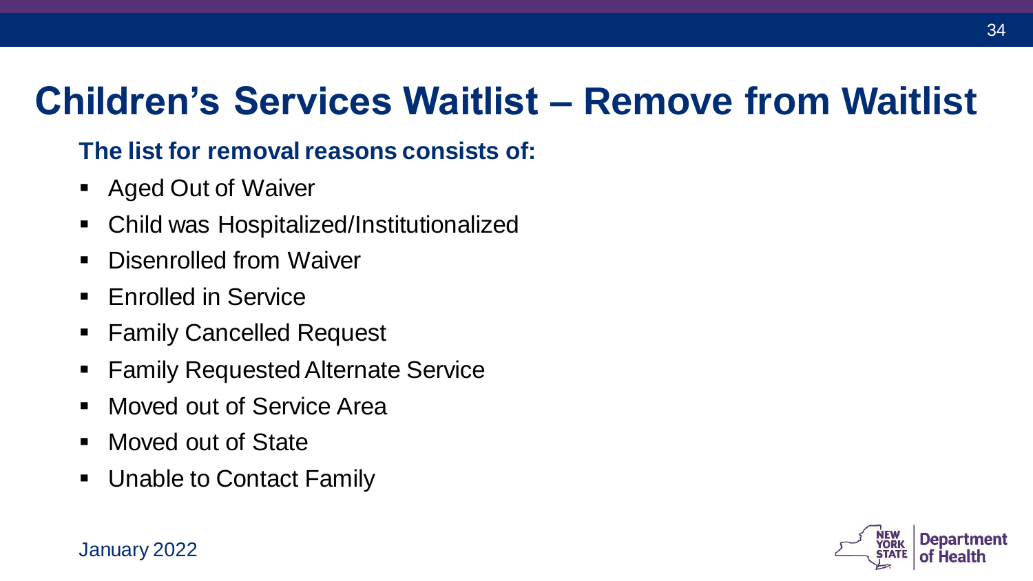# Children's Services Waitlist – Remove from Waitlist

**The list for removal reasons consists of:**

- Aged Out of Waiver
- Child was Hospitalized/Institutionalized
- Disenrolled from Waiver
- Enrolled in Service
- Family Cancelled Request
- Family Requested Alternate Service
- Moved out of Service Area
- Moved out of State
- Unable to Contact Family

January 2022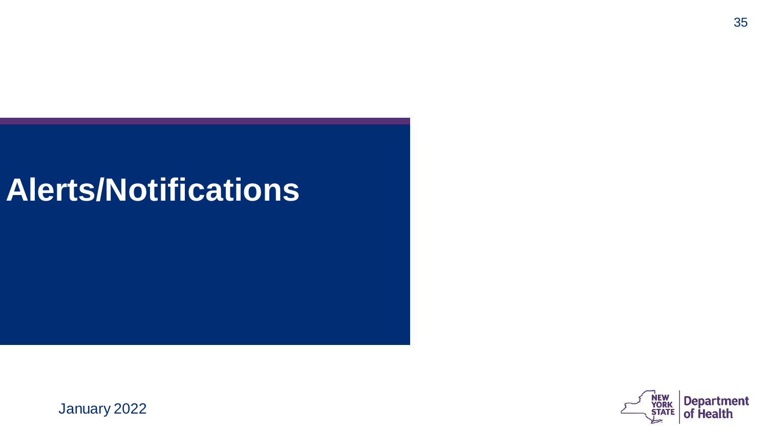# Alerts/Notifications

January 2022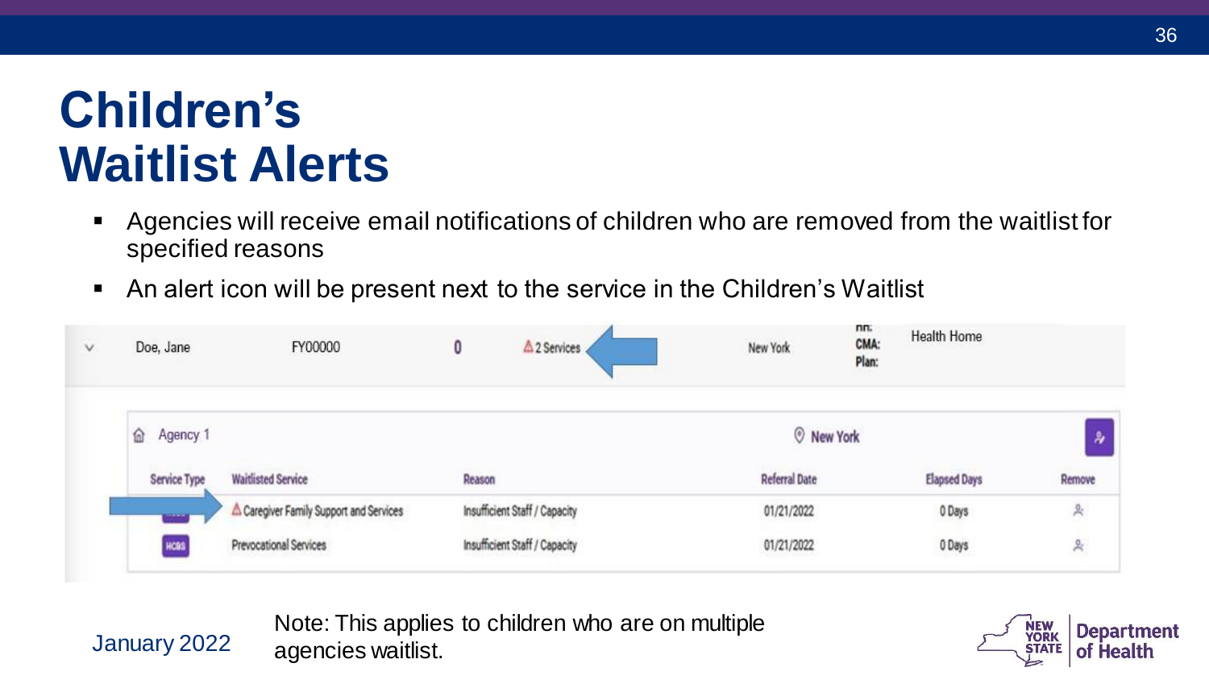# Children's Waitlist Alerts

- Agencies will receive email notifications of children who are removed from the waitlist for specified reasons
- An alert icon will be present next to the service in the Children's Waitlist

| | Doe, Jane | FY00000 | 0 | ⚠ 2 Services | | New York | HH: CMA: Plan: | Health Home |
|---|---|---|---|---|---|---|---|---|

Agency 1 — New York

| Service Type | Waitlisted Service | Reason | Referral Date | Elapsed Days | Remove |
|---|---|---|---|---|---|
| | ⚠ Caregiver Family Support and Services | Insufficient Staff / Capacity | 01/21/2022 | 0 Days | |
| HCBS | Prevocational Services | Insufficient Staff / Capacity | 01/21/2022 | 0 Days | |

January 2022

Note: This applies to children who are on multiple agencies waitlist.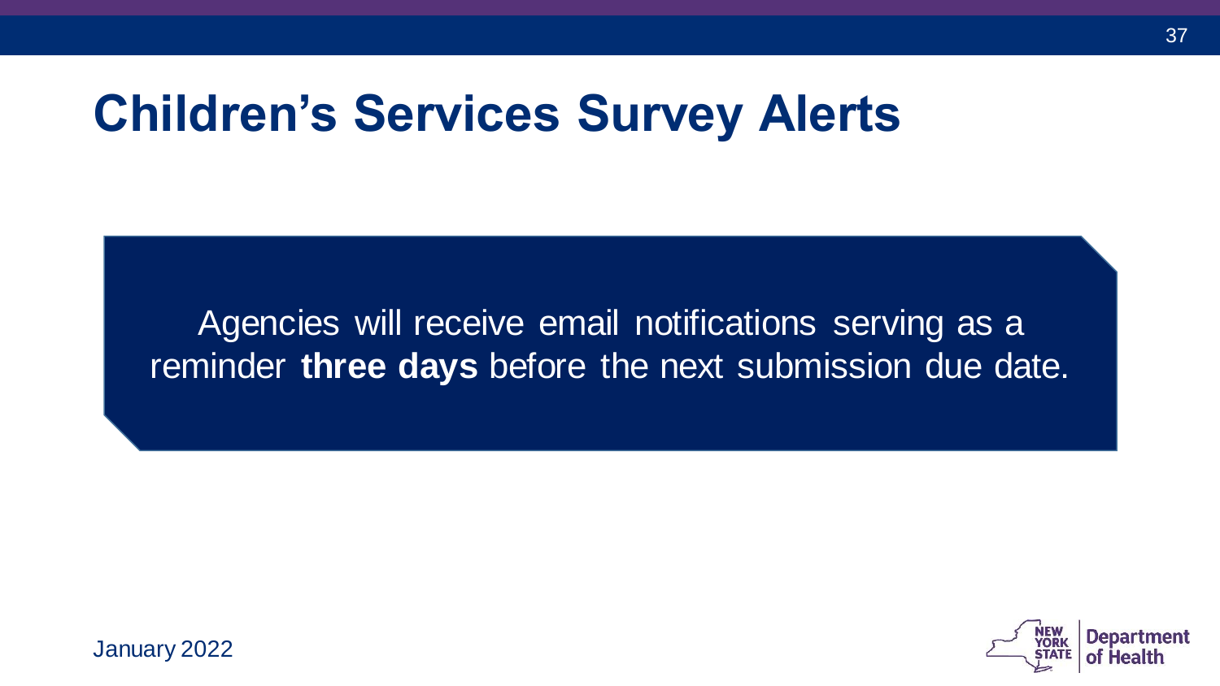# Children's Services Survey Alerts

Agencies will receive email notifications serving as a reminder **three days** before the next submission due date.

January 2022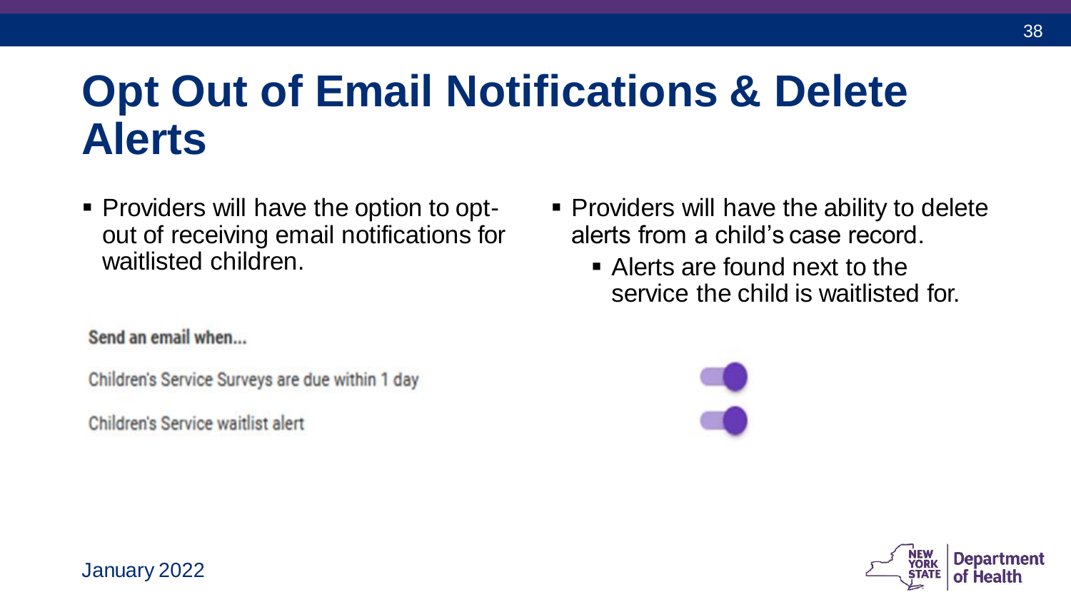# Opt Out of Email Notifications & Delete Alerts

- Providers will have the option to opt-out of receiving email notifications for waitlisted children.

Send an email when...

Children's Service Surveys are due within 1 day

Children's Service waitlist alert

- Providers will have the ability to delete alerts from a child's case record.
  - Alerts are found next to the service the child is waitlisted for.

January 2022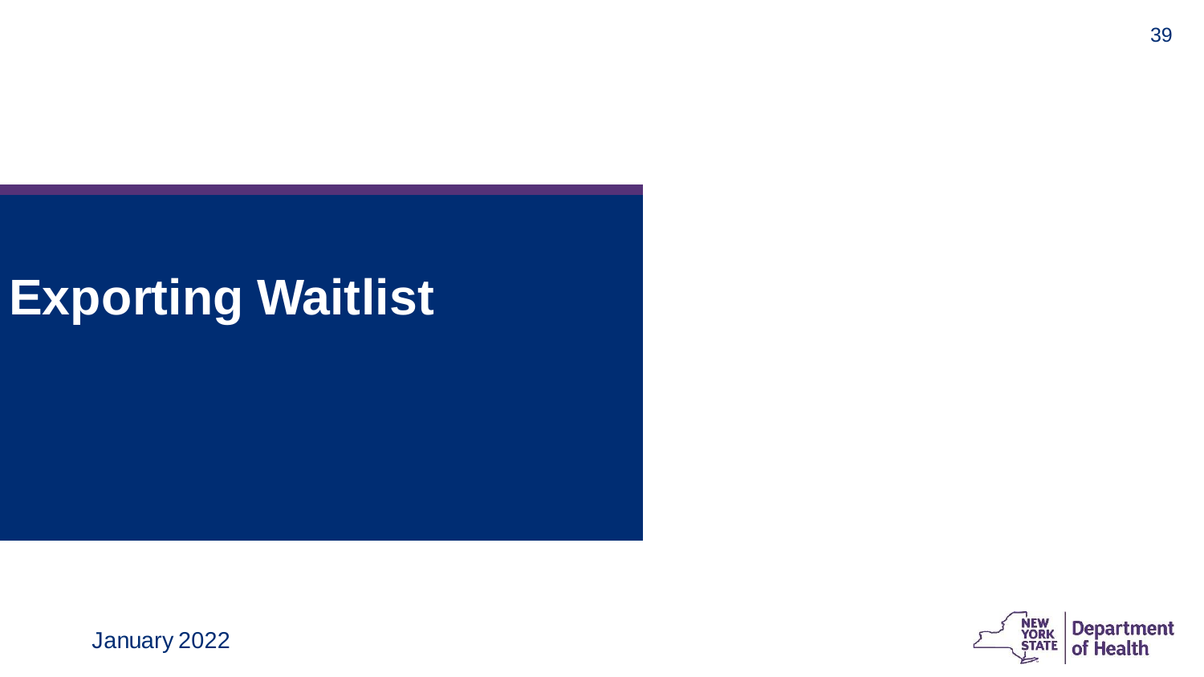# Exporting Waitlist

January 2022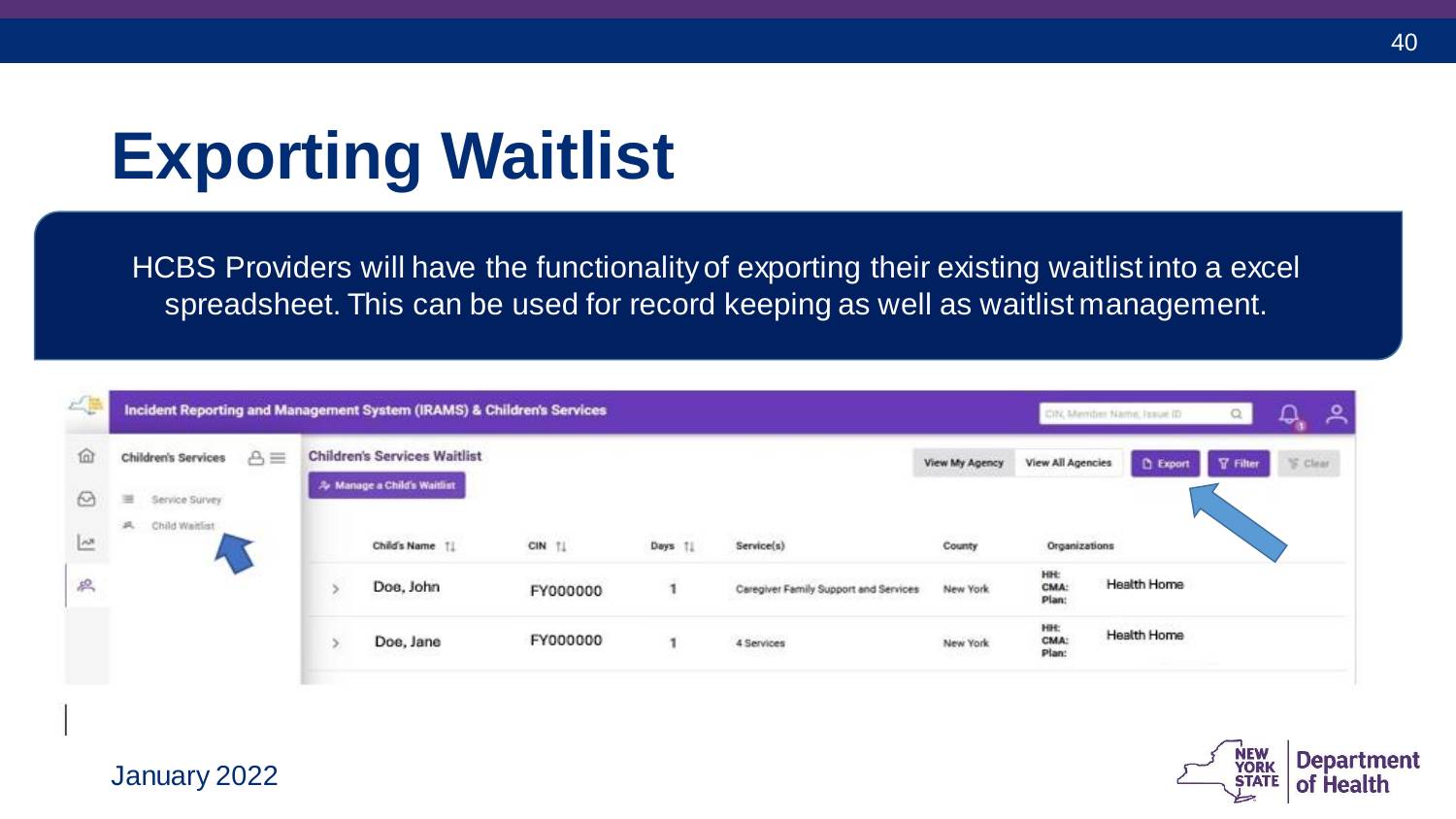# Exporting Waitlist

HCBS Providers will have the functionality of exporting their existing waitlist into a excel spreadsheet. This can be used for record keeping as well as waitlist management.

Incident Reporting and Management System (IRAMS) & Children's Services

Children's Services

- Service Survey
- Child Waitlist

Children's Services Waitlist

Manage a Child's Waitlist

View My Agency | View All Agencies | Export | Filter | Clear

| | Child's Name | CIN | Days | Service(s) | County | Organizations | |
|---|---|---|---|---|---|---|---|
| > | Doe, John | FY000000 | 1 | Caregiver Family Support and Services | New York | HH: CMA: Plan: | Health Home |
| > | Doe, Jane | FY000000 | 1 | 4 Services | New York | HH: CMA: Plan: | Health Home |

January 2022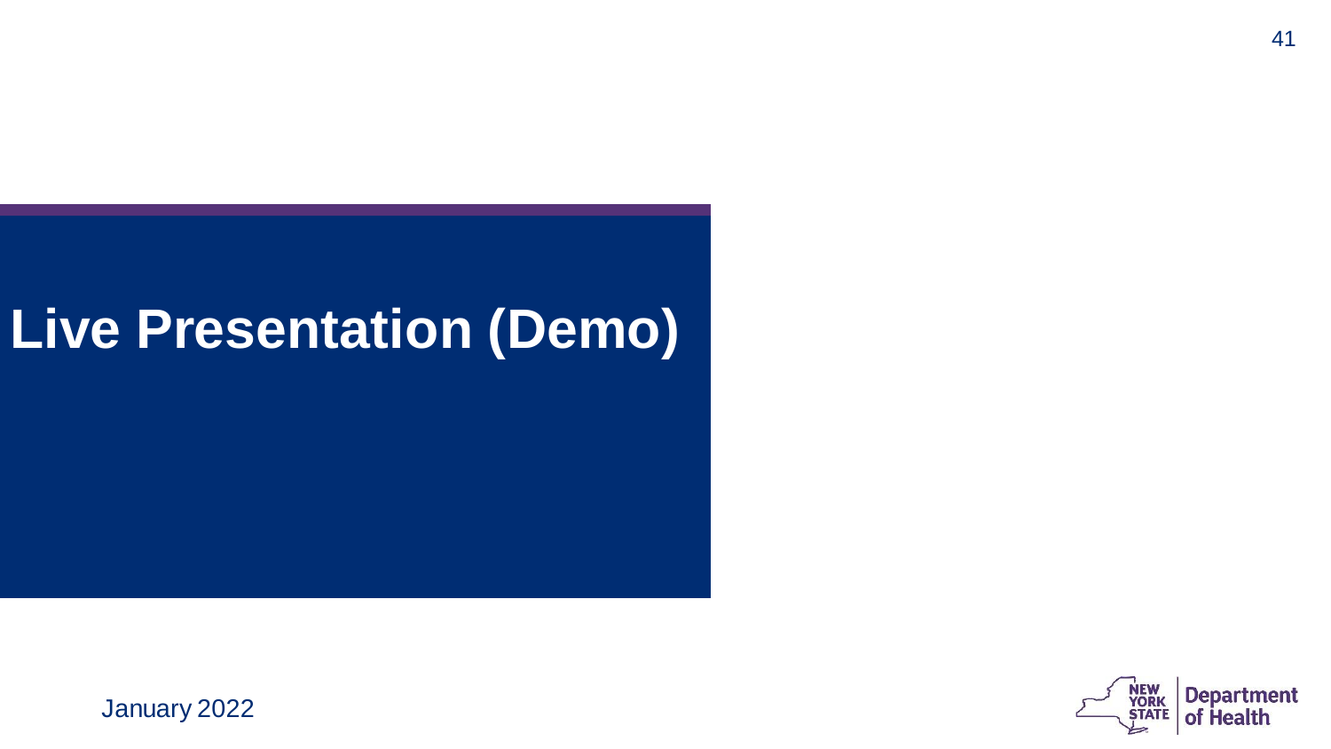# Live Presentation (Demo)

January 2022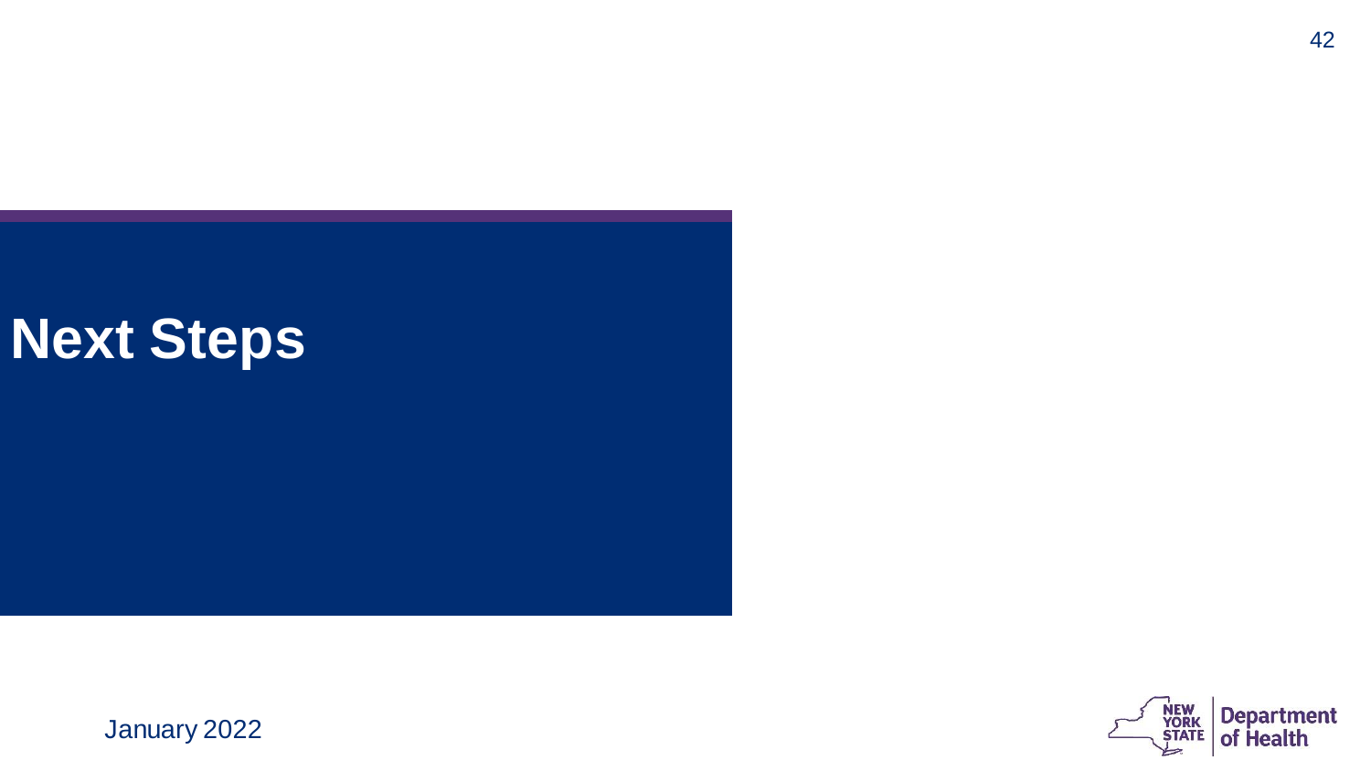# Next Steps

January 2022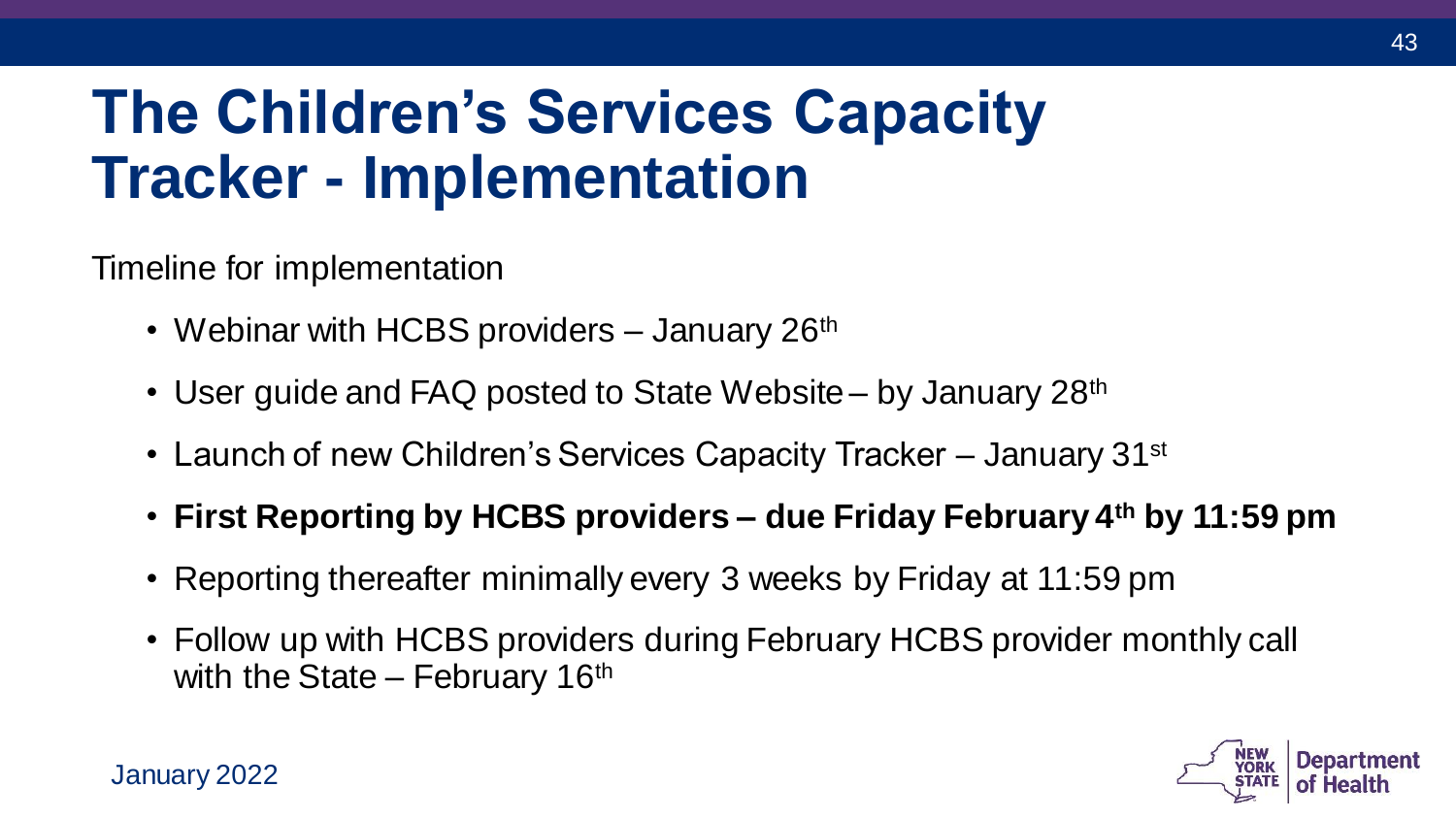# The Children's Services Capacity Tracker - Implementation

Timeline for implementation

- Webinar with HCBS providers – January 26th
- User guide and FAQ posted to State Website – by January 28th
- Launch of new Children's Services Capacity Tracker – January 31st
- **First Reporting by HCBS providers – due Friday February 4th by 11:59 pm**
- Reporting thereafter minimally every 3 weeks by Friday at 11:59 pm
- Follow up with HCBS providers during February HCBS provider monthly call with the State – February 16th

January 2022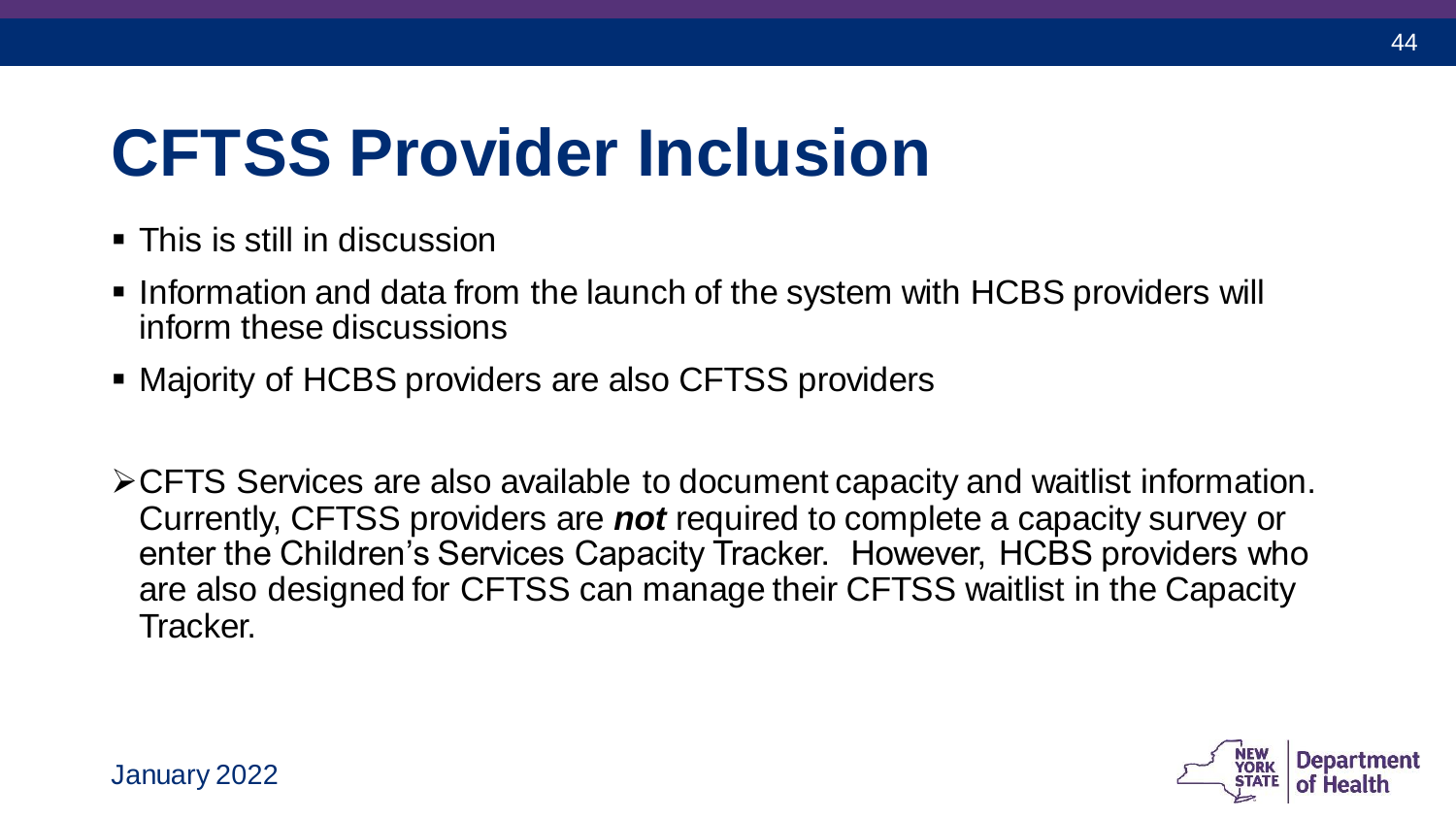# CFTSS Provider Inclusion

- This is still in discussion
- Information and data from the launch of the system with HCBS providers will inform these discussions
- Majority of HCBS providers are also CFTSS providers

➢ CFTS Services are also available to document capacity and waitlist information. Currently, CFTSS providers are ***not*** required to complete a capacity survey or enter the Children's Services Capacity Tracker. However, HCBS providers who are also designed for CFTSS can manage their CFTSS waitlist in the Capacity Tracker.

January 2022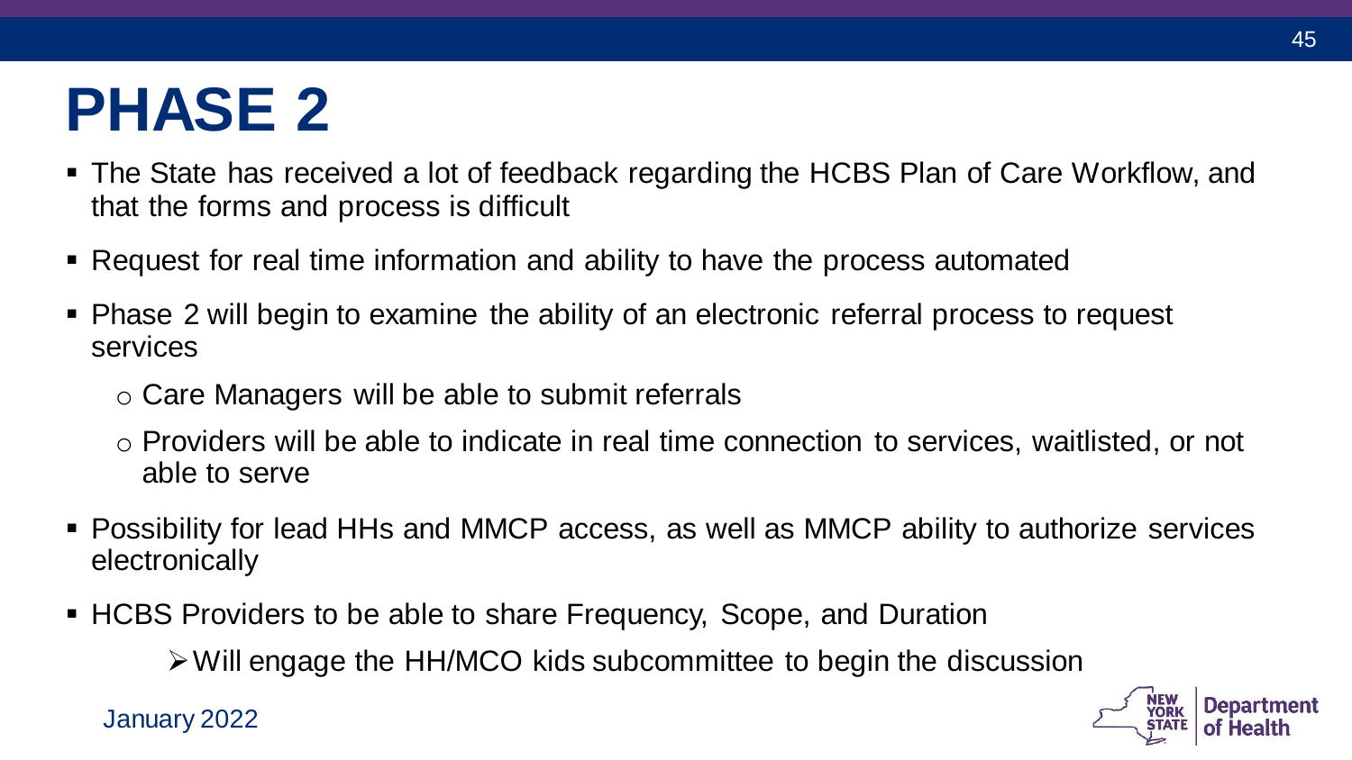# PHASE 2

- The State has received a lot of feedback regarding the HCBS Plan of Care Workflow, and that the forms and process is difficult
- Request for real time information and ability to have the process automated
- Phase 2 will begin to examine the ability of an electronic referral process to request services
    - Care Managers will be able to submit referrals
    - Providers will be able to indicate in real time connection to services, waitlisted, or not able to serve
- Possibility for lead HHs and MMCP access, as well as MMCP ability to authorize services electronically
- HCBS Providers to be able to share Frequency, Scope, and Duration
    - Will engage the HH/MCO kids subcommittee to begin the discussion

January 2022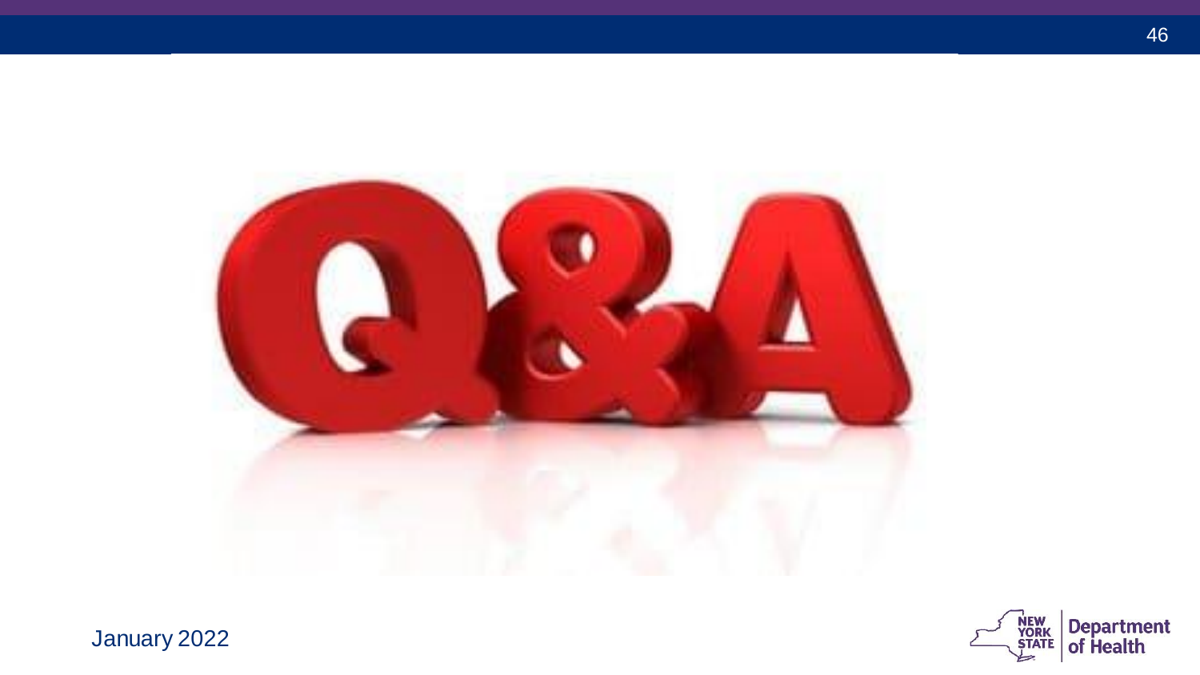# Q&A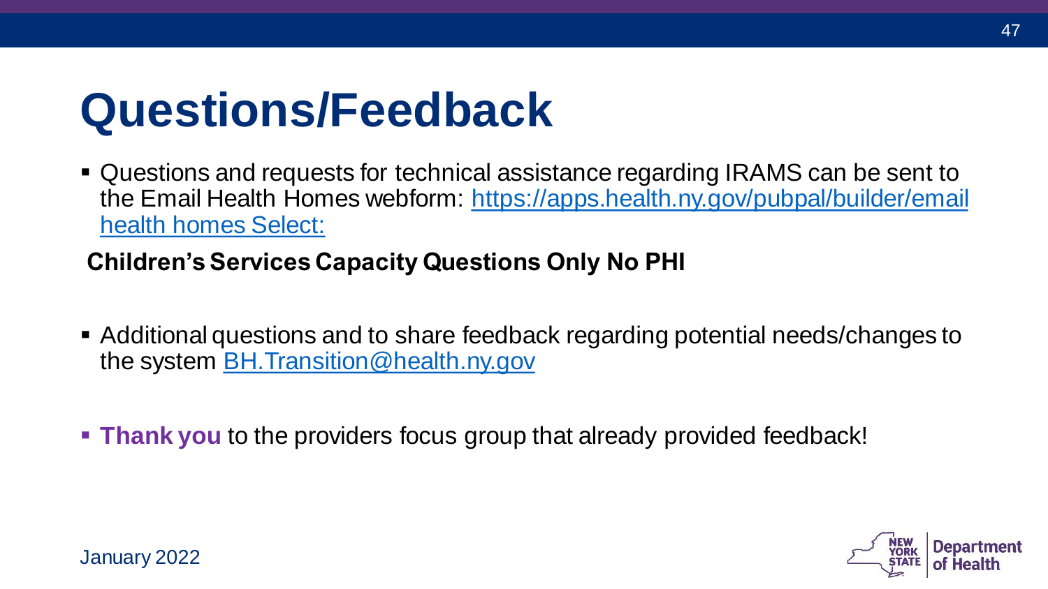# Questions/Feedback

- Questions and requests for technical assistance regarding IRAMS can be sent to the Email Health Homes webform: [https://apps.health.ny.gov/pubpal/builder/email health homes Select:](https://apps.health.ny.gov/pubpal/builder/email)

**Children's Services Capacity Questions Only No PHI**

- Additional questions and to share feedback regarding potential needs/changes to the system [BH.Transition@health.ny.gov](mailto:BH.Transition@health.ny.gov)

- **Thank you** to the providers focus group that already provided feedback!

January 2022